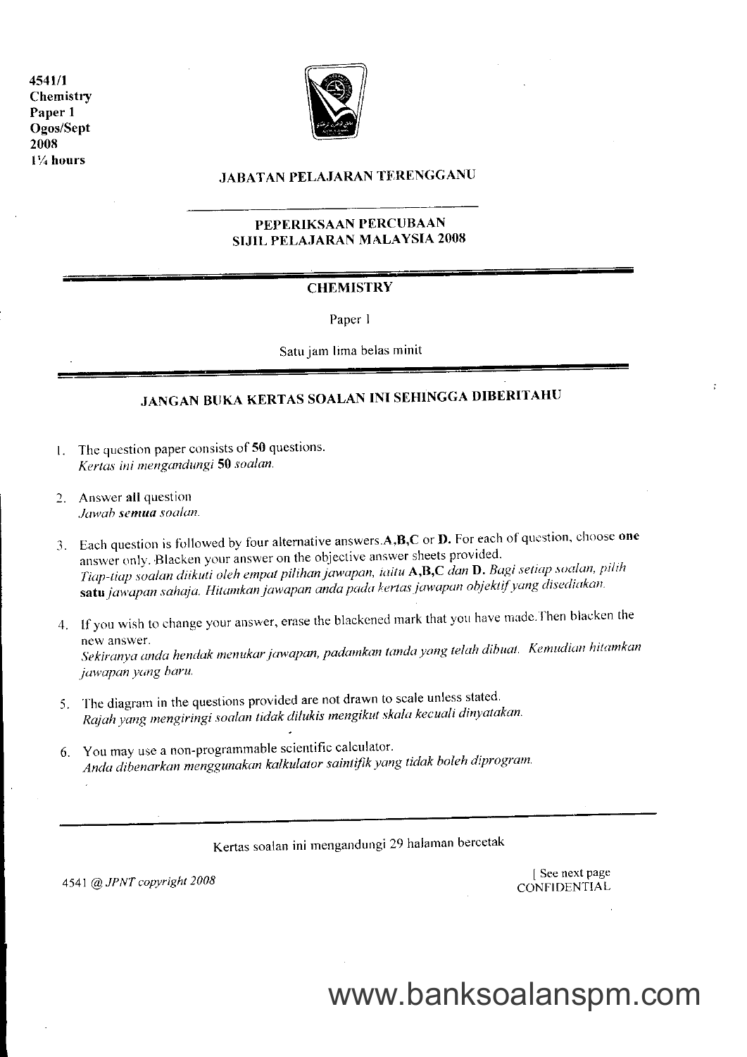4541/1
Chemistry
Paper 1
Ogos/Sept
2008
1¼ hours

## JABATAN PELAJARAN TERENGGANU

### PEPERIKSAAN PERCUBAAN
### SIJIL PELAJARAN MALAYSIA 2008

## CHEMISTRY

Paper 1

Satu jam lima belas minit

### JANGAN BUKA KERTAS SOALAN INI SEHINGGA DIBERITAHU

1. The question paper consists of **50** questions.
   *Kertas ini mengandungi* ***50*** *soalan.*

2. Answer **all** question
   *Jawab* ***semua*** *soalan.*

3. Each question is followed by four alternative answers.**A**,**B**,**C** or **D**. For each of question, choose **one** answer only. Blacken your answer on the objective answer sheets provided.
   *Tiap-tiap soalan diikuti oleh empat pilihan jawapan, iaitu* ***A***,***B***,***C*** *dan* ***D***. *Bagi setiap soalan, pilih* ***satu*** *jawapan sahaja. Hitamkan jawapan anda pada kertas jawapan objektif yang disediakan.*

4. If you wish to change your answer, erase the blackened mark that you have made. Then blacken the new answer.
   *Sekiranya anda hendak menukar jawapan, padamkan tanda yang telah dibuat. Kemudian hitamkan jawapan yang baru.*

5. The diagram in the questions provided are not drawn to scale unless stated.
   *Rajah yang mengiringi soalan tidak dilukis mengikut skala kecuali dinyatakan.*

6. You may use a non-programmable scientific calculator.
   *Anda dibenarkan menggunakan kalkulator saintifik yang tidak boleh diprogram.*

Kertas soalan ini mengandungi 29 halaman bercetak

4541 @ *JPNT copyright 2008*

[ See next page
CONFIDENTIAL

www.banksoalanspm.com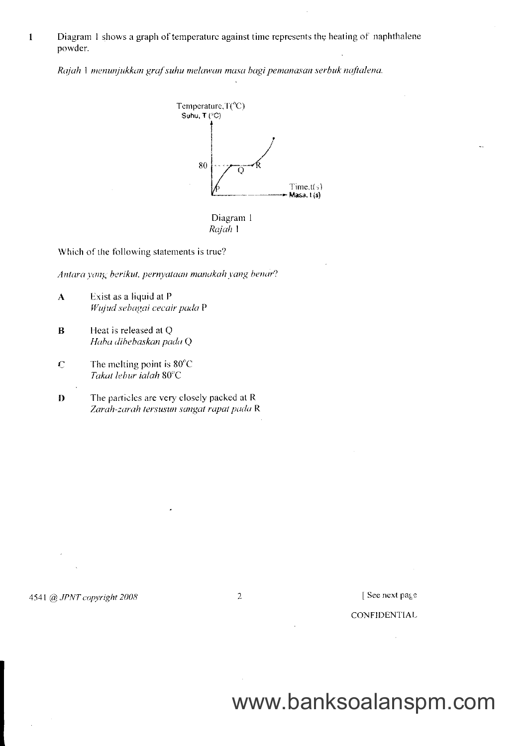1 Diagram 1 shows a graph of temperature against time represents the heating of naphthalene powder.

*Rajah 1 menunjukkan graf suhu melawan masa bagi pemanasan serbuk naftalena.*

Diagram 1
*Rajah 1*

Which of the following statements is true?

*Antara yang berikut, pernyataan manakah yang benar?*

**A** Exist as a liquid at P
*Wujud sebagai cecair pada P*

**B** Heat is released at Q
*Haba dibebaskan pada Q*

**C** The melting point is 80°C
*Takat lebur ialah 80°C*

**D** The particles are very closely packed at R
*Zarah-zarah tersusun sangat rapat pada R*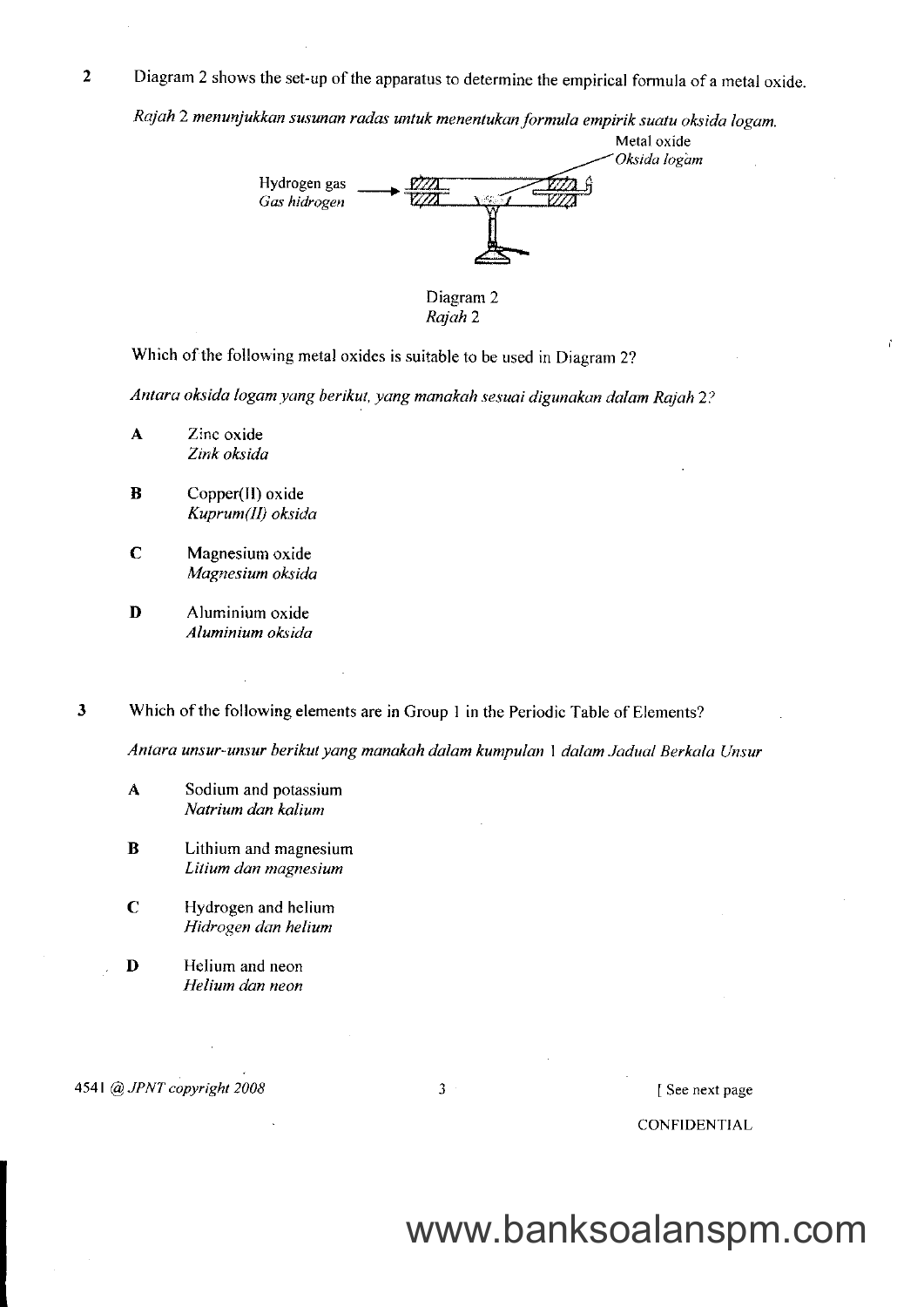2 Diagram 2 shows the set-up of the apparatus to determine the empirical formula of a metal oxide.

*Rajah 2 menunjukkan susunan radas untuk menentukan formula empirik suatu oksida logam.*

Metal oxide
*Oksida logam*

Hydrogen gas
*Gas hidrogen*

Diagram 2
*Rajah 2*

Which of the following metal oxides is suitable to be used in Diagram 2?

*Antara oksida logam yang berikut, yang manakah sesuai digunakan dalam Rajah 2?*

**A** Zinc oxide
*Zink oksida*

**B** Copper(II) oxide
*Kuprum(II) oksida*

**C** Magnesium oxide
*Magnesium oksida*

**D** Aluminium oxide
*Aluminium oksida*

3 Which of the following elements are in Group 1 in the Periodic Table of Elements?

*Antara unsur-unsur berikut yang manakah dalam kumpulan 1 dalam Jadual Berkala Unsur*

**A** Sodium and potassium
*Natrium dan kalium*

**B** Lithium and magnesium
*Litium dan magnesium*

**C** Hydrogen and helium
*Hidrogen dan helium*

**D** Helium and neon
*Helium dan neon*

4541 @ *JPNT copyright 2008*

[ See next page

CONFIDENTIAL

www.banksoalanspm.com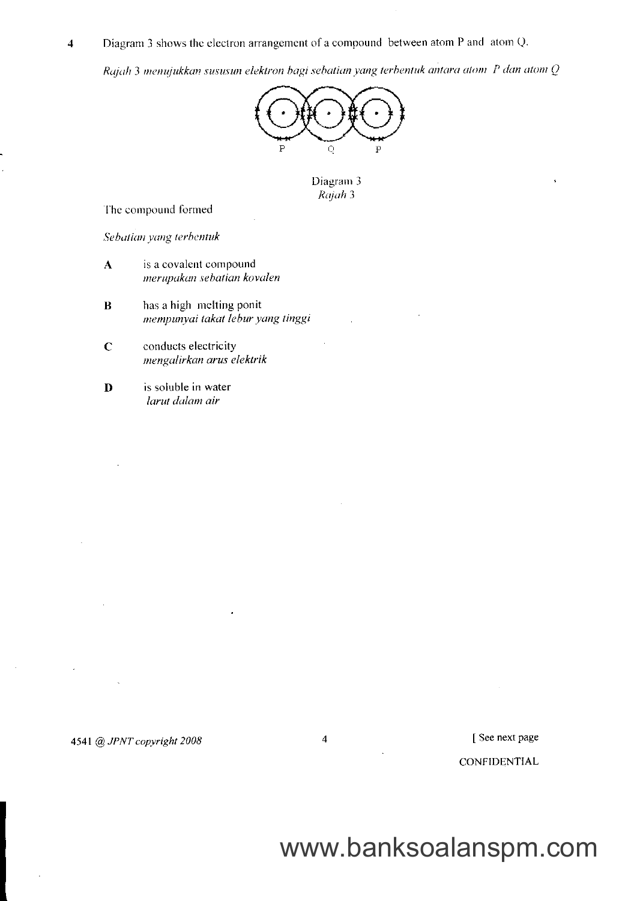4 Diagram 3 shows the electron arrangement of a compound between atom P and atom Q.

*Rajah 3 menujukkan susunan elektron bagi sebatian yang terbentuk antara atom P dan atom Q*

Diagram 3
*Rajah 3*

The compound formed

*Sebatian yang terbentuk*

**A** is a covalent compound
*merupakan sebatian kovalen*

**B** has a high melting ponit
*mempunyai takat lebur yang tinggi*

**C** conducts electricity
*mengalirkan arus elektrik*

**D** is soluble in water
*larut dalam air*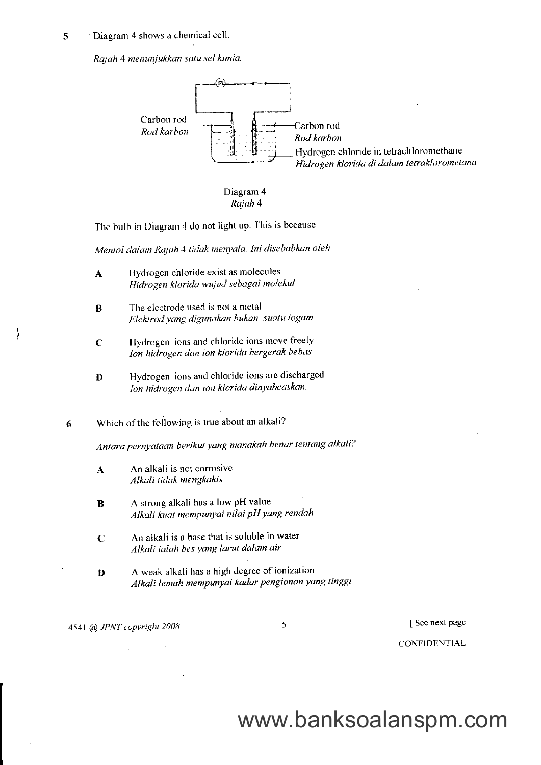5 Diagram 4 shows a chemical cell.

*Rajah 4 menunjukkan satu sel kimia.*

Carbon rod
*Rod karbon*

Carbon rod
*Rod karbon*

Hydrogen chloride in tetrachloromethane
*Hidrogen klorida di dalam tetraklorometana*

Diagram 4
*Rajah 4*

The bulb in Diagram 4 do not light up. This is because

*Mentol dalam Rajah 4 tidak menyala. Ini disebabkan oleh*

**A** Hydrogen chloride exist as molecules
*Hidrogen klorida wujud sebagai molekul*

**B** The electrode used is not a metal
*Elektrod yang digunakan bukan suatu logam*

**C** Hydrogen ions and chloride ions move freely
*Ion hidrogen dan ion klorida bergerak bebas*

**D** Hydrogen ions and chloride ions are discharged
*Ion hidrogen dan ion klorida dinyahcaskan.*

6 Which of the following is true about an alkali?

*Antara pernyataan berikut yang manakah benar tentang alkali?*

**A** An alkali is not corrosive
*Alkali tidak mengkakis*

**B** A strong alkali has a low pH value
*Alkali kuat mempunyai nilai pH yang rendah*

**C** An alkali is a base that is soluble in water
*Alkali ialah bes yang larut dalam air*

**D** A weak alkali has a high degree of ionization
*Alkali lemah mempunyai kadar pengionan yang tinggi*

4541 @ JPNT copyright 2008

[ See next page

CONFIDENTIAL

www.banksoalanspm.com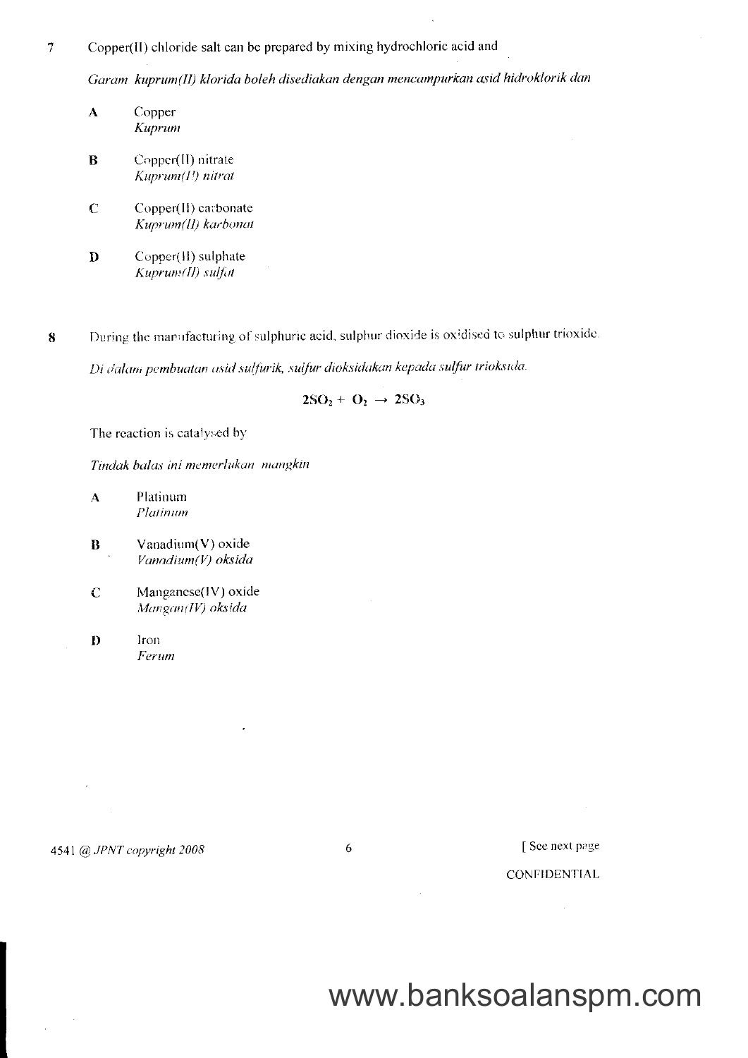7 Copper(II) chloride salt can be prepared by mixing hydrochloric acid and

*Garam kuprum(II) klorida boleh disediakan dengan mencampurkan asid hidroklorik dan*

**A** Copper
*Kuprum*

**B** Copper(II) nitrate
*Kuprum(II) nitrat*

**C** Copper(II) carbonate
*Kuprum(II) karbonat*

**D** Copper(II) sulphate
*Kuprum(II) sulfat*

8 During the manufacturing of sulphuric acid, sulphur dioxide is oxidised to sulphur trioxide.

*Di dalam pembuatan asid sulfurik, sulfur dioksidakan kepada sulfur trioksida.*

$$2SO_2 + O_2 \rightarrow 2SO_3$$

The reaction is catalysed by

*Tindak balas ini memerlukan mangkin*

**A** Platinum
*Platinum*

**B** Vanadium(V) oxide
*Vanadium(V) oksida*

**C** Manganese(IV) oxide
*Mangan(IV) oksida*

**D** Iron
*Ferum*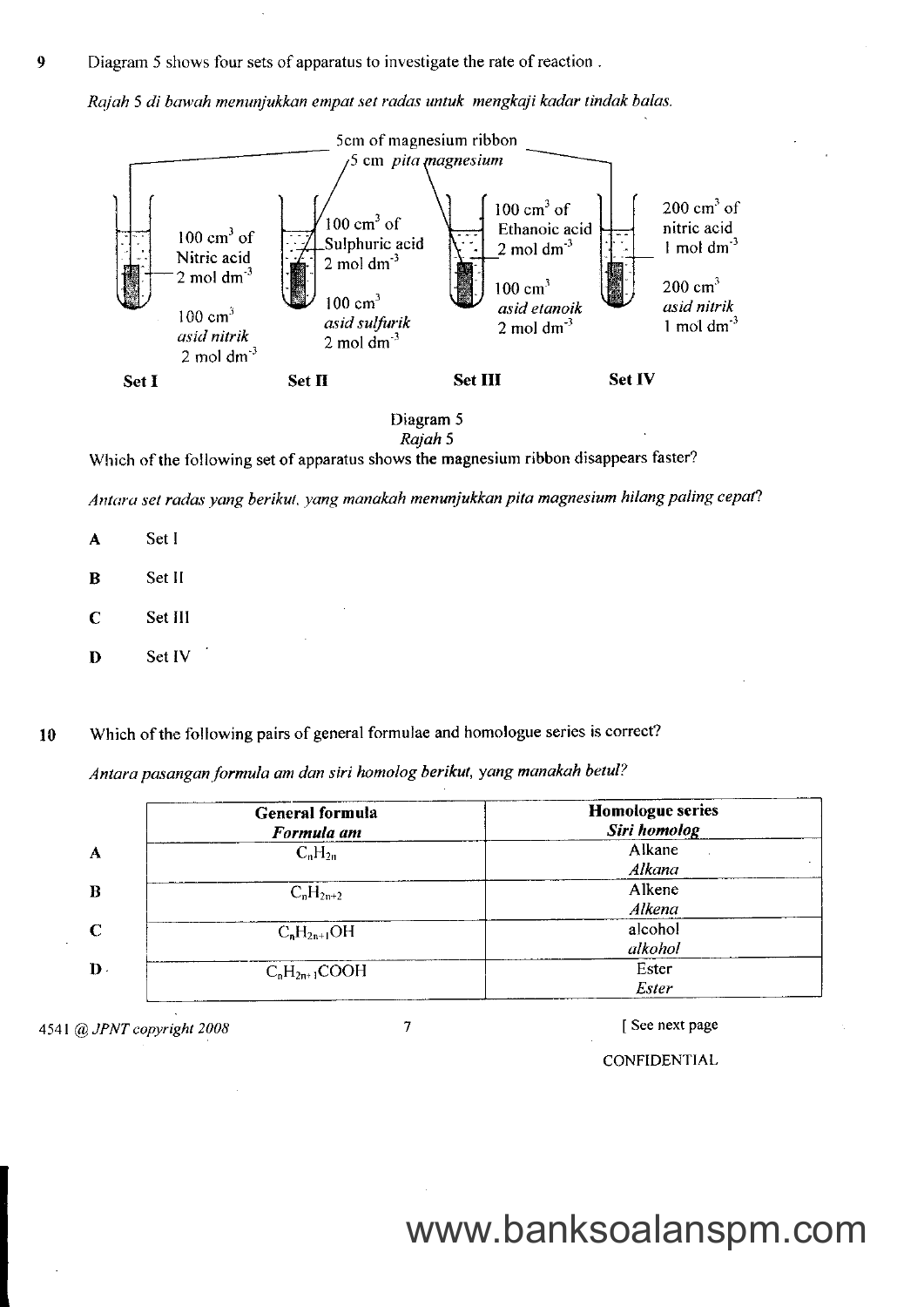**9** Diagram 5 shows four sets of apparatus to investigate the rate of reaction .

*Rajah 5 di bawah menunjukkan empat set radas untuk mengkaji kadar tindak balas.*

5cm of magnesium ribbon / *5 cm pita magnesium*

| Set I | Set II | Set III | Set IV |
|---|---|---|---|
| 100 $cm^3$ of Nitric acid 2 mol $dm^{-3}$ / 100 $cm^3$ *asid nitrik* 2 mol $dm^{-3}$ | 100 $cm^3$ of Sulphuric acid 2 mol $dm^{-3}$ / 100 $cm^3$ *asid sulfurik* 2 mol $dm^{-3}$ | 100 $cm^3$ of Ethanoic acid 2 mol $dm^{-3}$ / 100 $cm^3$ *asid etanoik* 2 mol $dm^{-3}$ | 200 $cm^3$ of nitric acid 1 mol $dm^{-3}$ / 200 $cm^3$ *asid nitrik* 1 mol $dm^{-3}$ |

Diagram 5
*Rajah 5*

Which of the following set of apparatus shows **the magnesium ribbon disappears faster?**

*Antara set radas yang berikut, yang manakah menunjukkan pita magnesium hilang paling cepat?*

**A** Set I

**B** Set II

**C** Set III

**D** Set IV

**10** Which of the following pairs of general formulae and homologue series is correct?

*Antara pasangan formula am dan siri homolog berikut, yang manakah betul?*

| | General formula *Formula am* | Homologue series *Siri homolog* |
|---|---|---|
| **A** | $C_nH_{2n}$ | Alkane *Alkana* |
| **B** | $C_nH_{2n+2}$ | Alkene *Alkena* |
| **C** | $C_nH_{2n+1}OH$ | alcohol *alkohol* |
| **D** | $C_nH_{2n+1}COOH$ | Ester *Ester* |

4541 @ *JPNT copyright 2008*

[ See next page

CONFIDENTIAL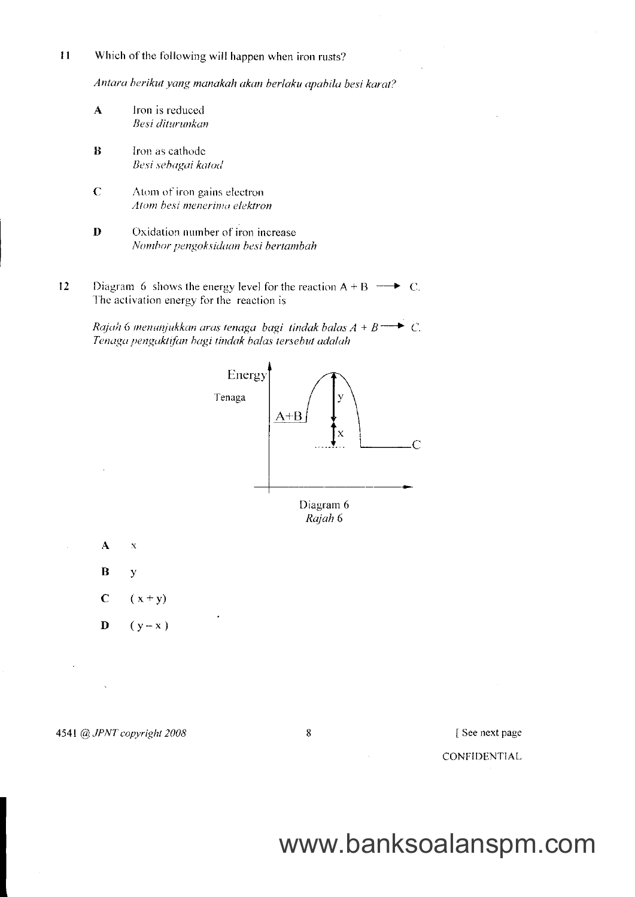11 Which of the following will happen when iron rusts?

*Antara berikut yang manakah akan berlaku apabila besi karat?*

- **A** Iron is reduced
  *Besi diturunkan*
- **B** Iron as cathode
  *Besi sebagai katod*
- **C** Atom of iron gains electron
  *Atom besi menerima elektron*
- **D** Oxidation number of iron increase
  *Nombor pengoksidaan besi bertambah*

12 Diagram 6 shows the energy level for the reaction A + B $\longrightarrow$ C. The activation energy for the reaction is

*Rajah 6 menunjukkan aras tenaga bagi tindak balas A + B $\longrightarrow$ C. Tenaga pengaktifan bagi tindak balas tersebut adalah*

Diagram 6
*Rajah 6*

- **A** x
- **B** y
- **C** ( x + y)
- **D** ( y – x )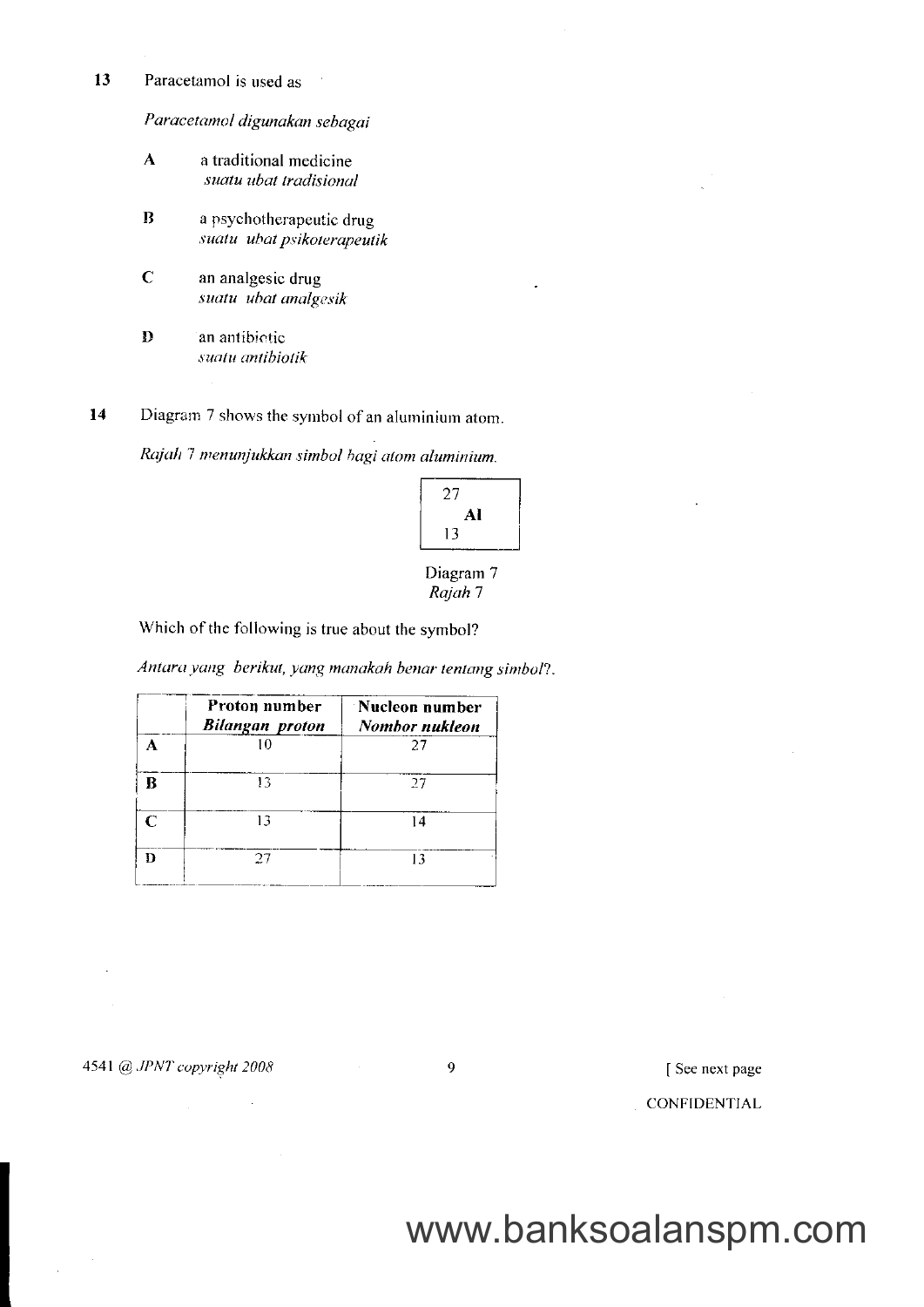**13** Paracetamol is used as

*Paracetamol digunakan sebagai*

**A** a traditional medicine
*suatu ubat tradisional*

**B** a psychotherapeutic drug
*suatu ubat psikoterapeutik*

**C** an analgesic drug
*suatu ubat analgesik*

**D** an antibiotic
*suatu antibiotik*

**14** Diagram 7 shows the symbol of an aluminium atom.

*Rajah 7 menunjukkan simbol bagi atom aluminium.*

$$^{27}_{13}\mathbf{Al}$$

Diagram 7
*Rajah 7*

Which of the following is true about the symbol?

*Antara yang berikut, yang manakah benar tentang simbol?.*

| | **Proton number** *Bilangan proton* | **Nucleon number** *Nombor nukleon* |
|---|---|---|
| **A** | 10 | 27 |
| **B** | 13 | 27 |
| **C** | 13 | 14 |
| **D** | 27 | 13 |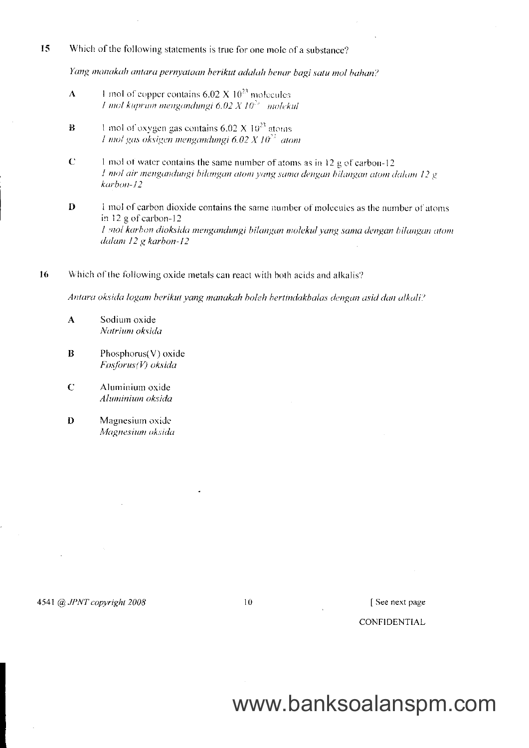15 Which of the following statements is true for one mole of a substance?

*Yang manakah antara pernyataan berikut adalah benar bagi satu mol bahan?*

- **A** 1 mol of copper contains $6.02 \times 10^{23}$ molecules
  *1 mol kuprum mengandungi $6.02 \times 10^{23}$ molekul*

- **B** 1 mol of oxygen gas contains $6.02 \times 10^{23}$ atoms
  *1 mol gas oksigen mengandungi $6.02 \times 10^{23}$ atom*

- **C** 1 mol of water contains the same number of atoms as in 12 g of carbon-12
  *1 mol air mengandungi bilangan atom yang sama dengan bilangan atom dalam 12 g karbon-12*

- **D** 1 mol of carbon dioxide contains the same number of molecules as the number of atoms in 12 g of carbon-12
  *1 mol karbon dioksida mengandungi bilangan molekul yang sama dengan bilangan atom dalam 12 g karbon-12*

16 Which of the following oxide metals can react with both acids and alkalis?

*Antara oksida logam berikut yang manakah boleh bertindakbalas dengan asid dan alkali?*

- **A** Sodium oxide
  *Natrium oksida*

- **B** Phosphorus(V) oxide
  *Fosforus(V) oksida*

- **C** Aluminium oxide
  *Aluminium oksida*

- **D** Magnesium oxide
  *Magnesium oksida*

www.banksoalanspm.com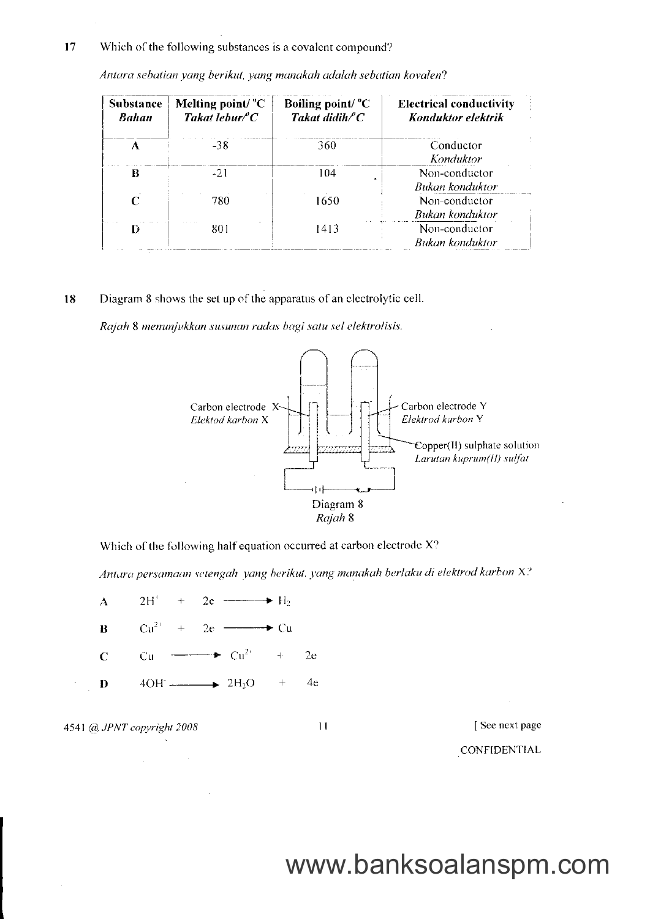**17** Which of the following substances is a covalent compound?

*Antara sebatian yang berikut, yang manakah adalah sebatian kovalen?*

| Substance *Bahan* | Melting point/ °C *Takat lebur/°C* | Boiling point/ °C *Takat didih/°C* | Electrical conductivity *Konduktor elektrik* |
|---|---|---|---|
| A | -38 | 360 | Conductor *Konduktor* |
| B | -21 | 104 | Non-conductor *Bukan konduktor* |
| C | 780 | 1650 | Non-conductor *Bukan konduktor* |
| D | 801 | 1413 | Non-conductor *Bukan konduktor* |

**18** Diagram 8 shows the set up of the apparatus of an electrolytic cell.

*Rajah 8 menunjukkan susunan radas bagi satu sel elektrolisis.*

Carbon electrode X / *Elektod karbon X*

Carbon electrode Y / *Elektrod karbon Y*

Copper(II) sulphate solution / *Larutan kuprum(II) sulfat*

Diagram 8
*Rajah 8*

Which of the following half equation occurred at carbon electrode X?

*Antara persamaan setengah yang berikut, yang manakah berlaku di elektrod karbon X?*

**A** $2H^+ + 2e \longrightarrow H_2$

**B** $Cu^{2+} + 2e \longrightarrow Cu$

**C** $Cu \longrightarrow Cu^{2+} + 2e$

**D** $4OH^- \longrightarrow 2H_2O + 4e$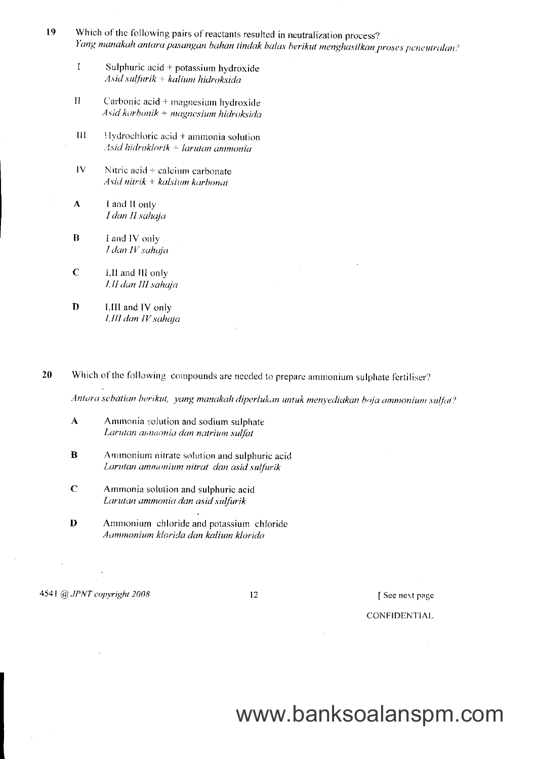**19** Which of the following pairs of reactants resulted in neutralization process?
*Yang manakah antara pasangan bahan tindak balas berikut menghasilkan proses peneutralan?*

I Sulphuric acid + potassium hydroxide
*Asid sulfurik + kalium hidroksida*

II Carbonic acid + magnesium hydroxide
*Asid karbonik + magnesium hidroksida*

III Hydrochloric acid + ammonia solution
*Asid hidroklorik + larutan ammonia*

IV Nitric acid + calcium carbonate
*Asid nitrik + kalsium karbonat*

**A** I and II only
*I dan II sahaja*

**B** I and IV only
*I dan IV sahaja*

**C** I,II and III only
*I,II dan III sahaja*

**D** I,III and IV only
*I,III dan IV sahaja*

**20** Which of the following compounds are needed to prepare ammonium sulphate fertiliser?

*Antara sebatian berikut, yang manakah diperlukan untuk menyediakan baja ammonium sulfat?*

**A** Ammonia solution and sodium sulphate
*Larutan ammonia dan natrium sulfat*

**B** Ammonium nitrate solution and sulphuric acid
*Larutan ammonium nitrat dan asid sulfurik*

**C** Ammonia solution and sulphuric acid
*Larutan ammonia dan asid sulfurik*

**D** Ammonium chloride and potassium chloride
*Aammonium klorida dan kalium klorida*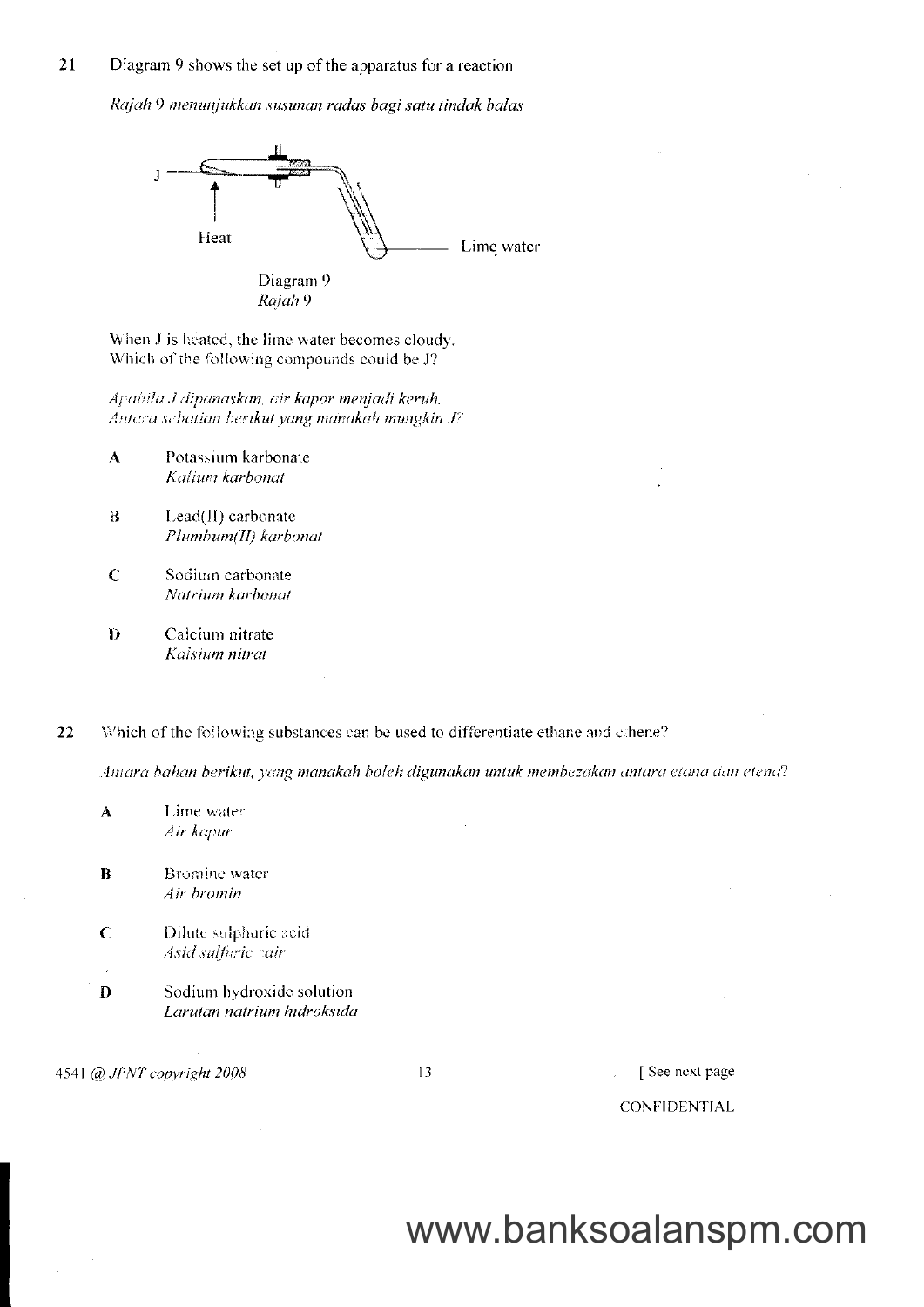21 Diagram 9 shows the set up of the apparatus for a reaction

*Rajah 9 menunjukkan susunan radas bagi satu tindak balas*

J

Heat

Lime water

Diagram 9
*Rajah 9*

When J is heated, the lime water becomes cloudy.
Which of the following compounds could be J?

*Apabila J dipanaskan, air kapur menjadi keruh.*
*Antara sebatian berikut yang manakah mungkin J?*

**A** Potassium karbonate
*Kalium karbonat*

**B** Lead(II) carbonate
*Plumbum(II) karbonat*

**C** Sodium carbonate
*Natrium karbonat*

**D** Calcium nitrate
*Kalsium nitrat*

22 Which of the following substances can be used to differentiate ethane and ethene?

*Antara bahan berikut, yang manakah boleh digunakan untuk membezakan antara etana dan etena?*

**A** Lime water
*Air kapur*

**B** Bromine water
*Air bromin*

**C** Dilute sulphuric acid
*Asid sulfurik cair*

**D** Sodium hydroxide solution
*Larutan natrium hidroksida*

4541 @ JPNT copyright 2008

[ See next page

CONFIDENTIAL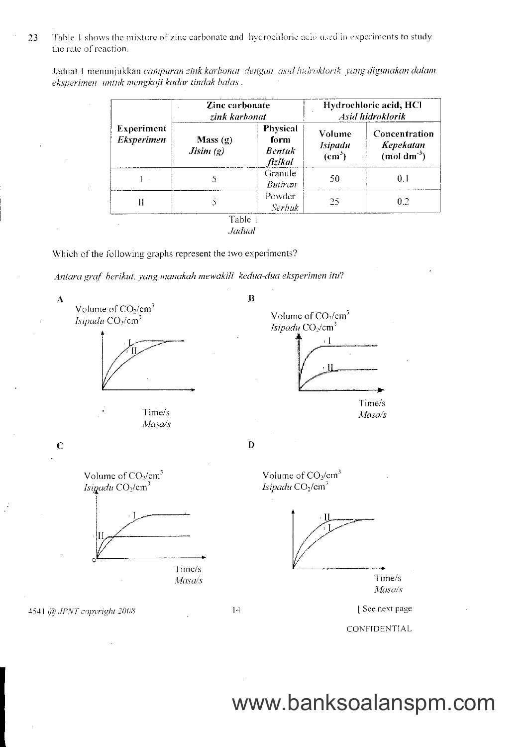23 Table 1 shows the mixture of zinc carbonate and hydrochloric acid used in experiments to study the rate of reaction.

Jadual 1 menunjukkan *campuran zink karbonat dengan asid hidroklorik yang digunakan dalam eksperimen untuk mengkaji kadar tindak balas*.

| **Experiment** *Eksperimen* | **Zinc carbonate** *zink karbonat* | | **Hydrochloric acid, HCl** *Asid hidroklorik* | |
|---|---|---|---|---|
| | **Mass (g)** *Jisim (g)* | **Physical form** *Bentuk fizikal* | **Volume** *Isipadu* **($cm^3$)** | **Concentration** *Kepekatan* **($mol\ dm^{-3}$)** |
| I | 5 | Granule *Butiran* | 50 | 0.1 |
| II | 5 | Powder *Serbuk* | 25 | 0.2 |

Table 1
*Jadual*

Which of the following graphs represent the two experiments?

*Antara graf berikut, yang manakah mewakili kedua-dua eksperimen itu?*

**A**

Volume of $CO_2$/$cm^3$
*Isipadu* $CO_2$/$cm^3$

I, II

Time/s
*Masa/s*

**B**

Volume of $CO_2$/$cm^3$
*Isipadu* $CO_2$/$cm^3$

I, II

Time/s
*Masa/s*

**C**

Volume of $CO_2$/$cm^3$
*Isipadu* $CO_2$/$cm^3$

I, II

0

Time/s
*Masa/s*

**D**

Volume of $CO_2$/$cm^3$
*Isipadu* $CO_2$/$cm^3$

II, I

Time/s
*Masa/s*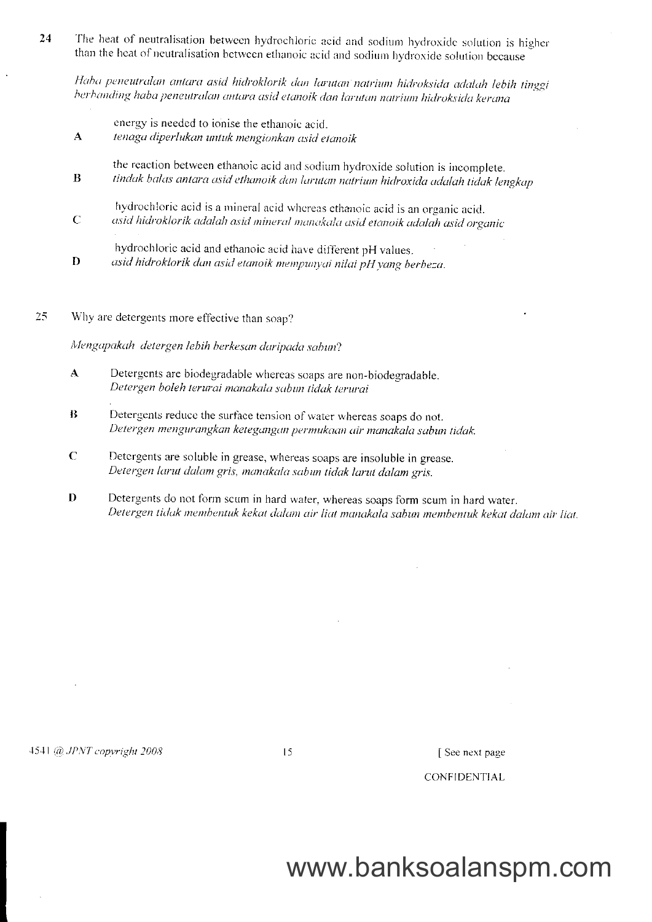24 The heat of neutralisation between hydrochloric acid and sodium hydroxide solution is higher than the heat of neutralisation between ethanoic acid and sodium hydroxide solution because

*Haba peneutralan antara asid hidroklorik dan larutan natrium hidroksida adalah lebih tinggi berbanding haba peneutralan antara asid etanoik dan larutan natrium hidroksida kerana*

A energy is needed to ionise the ethanoic acid.
*tenaga diperlukan untuk mengionkan asid etanoik*

B the reaction between ethanoic acid and sodium hydroxide solution is incomplete.
*tindak balas antara asid ethanoik dan larutan natrium hidroxida adalah tidak lengkap*

C hydrochloric acid is a mineral acid whereas ethanoic acid is an organic acid.
*asid hidroklorik adalah asid mineral manakala asid etanoik adalah asid organic*

D hydrochloric acid and ethanoic acid have different pH values.
*asid hidroklorik dan asid etanoik mempunyai nilai pH yang berbeza.*

25 Why are detergents more effective than soap?

*Mengapakah detergen lebih berkesan daripada sabun?*

A Detergents are biodegradable whereas soaps are non-biodegradable.
*Detergen boleh terurai manakala sabun tidak terurai*

B Detergents reduce the surface tension of water whereas soaps do not.
*Detergen mengurangkan ketegangan permukaan air manakala sabun tidak.*

C Detergents are soluble in grease, whereas soaps are insoluble in grease.
*Detergen larut dalam gris, manakala sabun tidak larut dalam gris.*

D Detergents do not form scum in hard water, whereas soaps form scum in hard water.
*Detergen tidak membentuk kekat dalam air liat manakala sabun membentuk kekat dalam air liat.*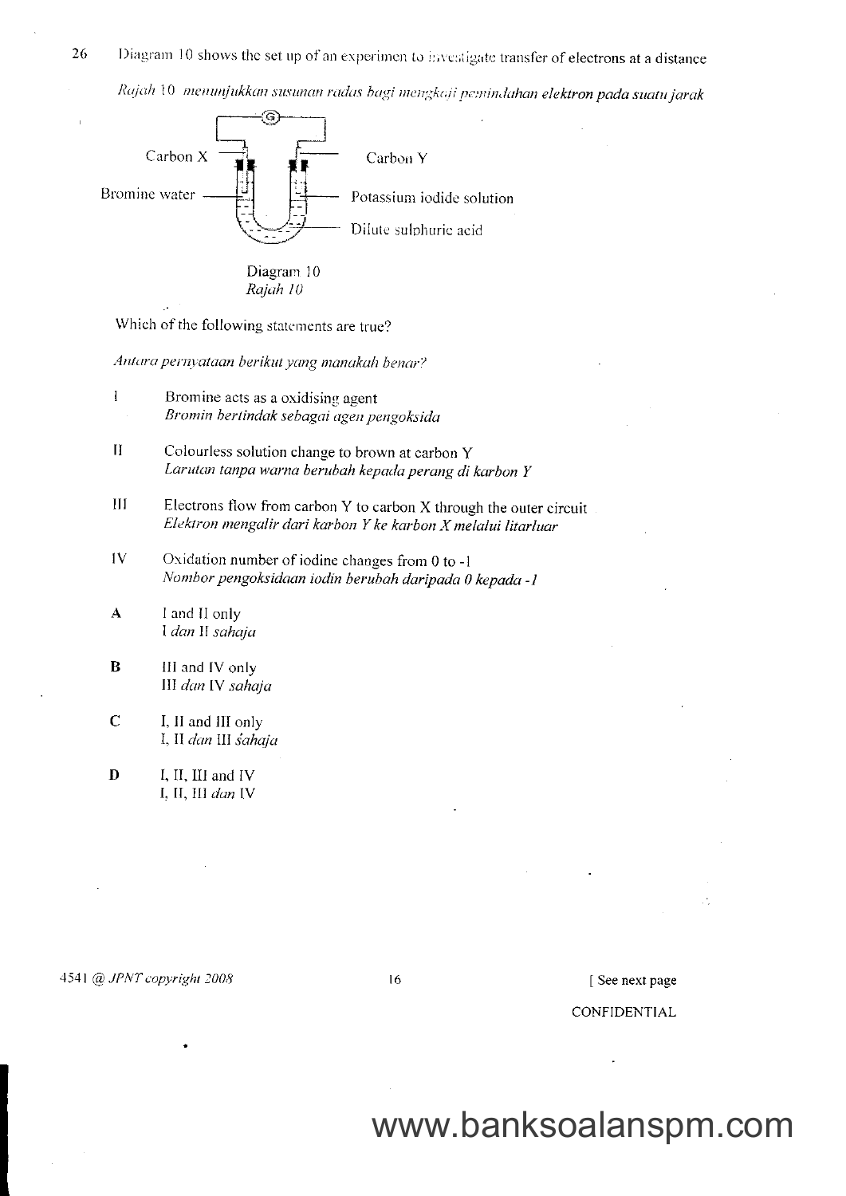26 Diagram 10 shows the set up of an experimen to investigate transfer of electrons at a distance

*Rajah 10 menunjukkan susunan radas bagi mengkaji pemindahan elektron pada suatu jarak*

Carbon X

Carbon Y

Bromine water

Potassium iodide solution

Dilute sulphuric acid

Diagram 10
*Rajah 10*

Which of the following statements are true?

*Antara pernyataan berikut yang manakah benar?*

I Bromine acts as a oxidising agent
*Bromin bertindak sebagai agen pengoksida*

II Colourless solution change to brown at carbon Y
*Larutan tanpa warna berubah kepada perang di karbon Y*

III Electrons flow from carbon Y to carbon X through the outer circuit
*Elektron mengalir dari karbon Y ke karbon X melalui litarluar*

IV Oxidation number of iodine changes from 0 to -1
*Nombor pengoksidaan iodin berubah daripada 0 kepada -1*

**A** I and II only
I *dan* II *sahaja*

**B** III and IV only
III *dan* IV *sahaja*

**C** I, II and III only
I, II *dan* III *sahaja*

**D** I, II, III and IV
I, II, III *dan* IV

4541 @ *JPNT copyright 2008* [ See next page

CONFIDENTIAL

www.banksoalanspm.com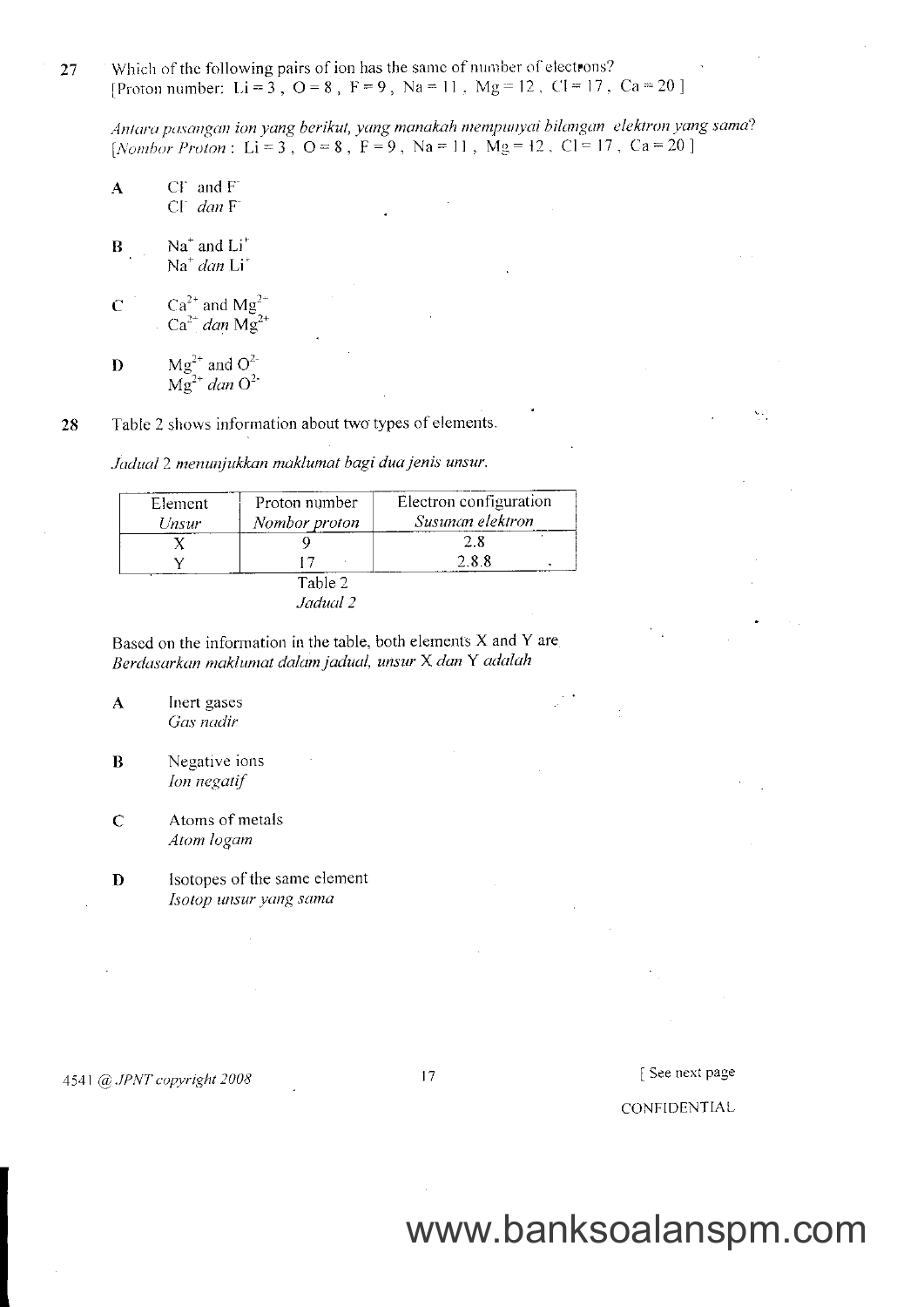27 Which of the following pairs of ion has the same of number of electrons?
[Proton number: Li = 3 , O = 8 , F = 9 , Na = 11 , Mg = 12 , Cl = 17 , Ca = 20 ]

*Antara pasangan ion yang berikut, yang manakah mempunyai bilangan elektron yang sama?*
*[Nombor Proton* : Li = 3 , O = 8 , F = 9 , Na = 11 , Mg = 12 , Cl = 17 , Ca = 20 ]

**A** $Cl^-$ and $F^-$
$Cl^-$ *dan* $F^-$

**B** $Na^+$ and $Li^+$
$Na^+$ *dan* $Li^+$

**C** $Ca^{2+}$ and $Mg^{2-}$
$Ca^{2+}$ *dan* $Mg^{2+}$

**D** $Mg^{2+}$ and $O^{2-}$
$Mg^{2+}$ *dan* $O^{2-}$

28 Table 2 shows information about two types of elements.

*Jadual 2 menunjukkan maklumat bagi dua jenis unsur.*

| Element *Unsur* | Proton number *Nombor proton* | Electron configuration *Susunan elektron* |
|---|---|---|
| X | 9 | 2.8 |
| Y | 17 | 2.8.8 |

Table 2
*Jadual 2*

Based on the information in the table, both elements X and Y are
*Berdasarkan maklumat dalam jadual, unsur X dan Y adalah*

**A** Inert gases
*Gas nadir*

**B** Negative ions
*Ion negatif*

**C** Atoms of metals
*Atom logam*

**D** Isotopes of the same element
*Isotop unsur yang sama*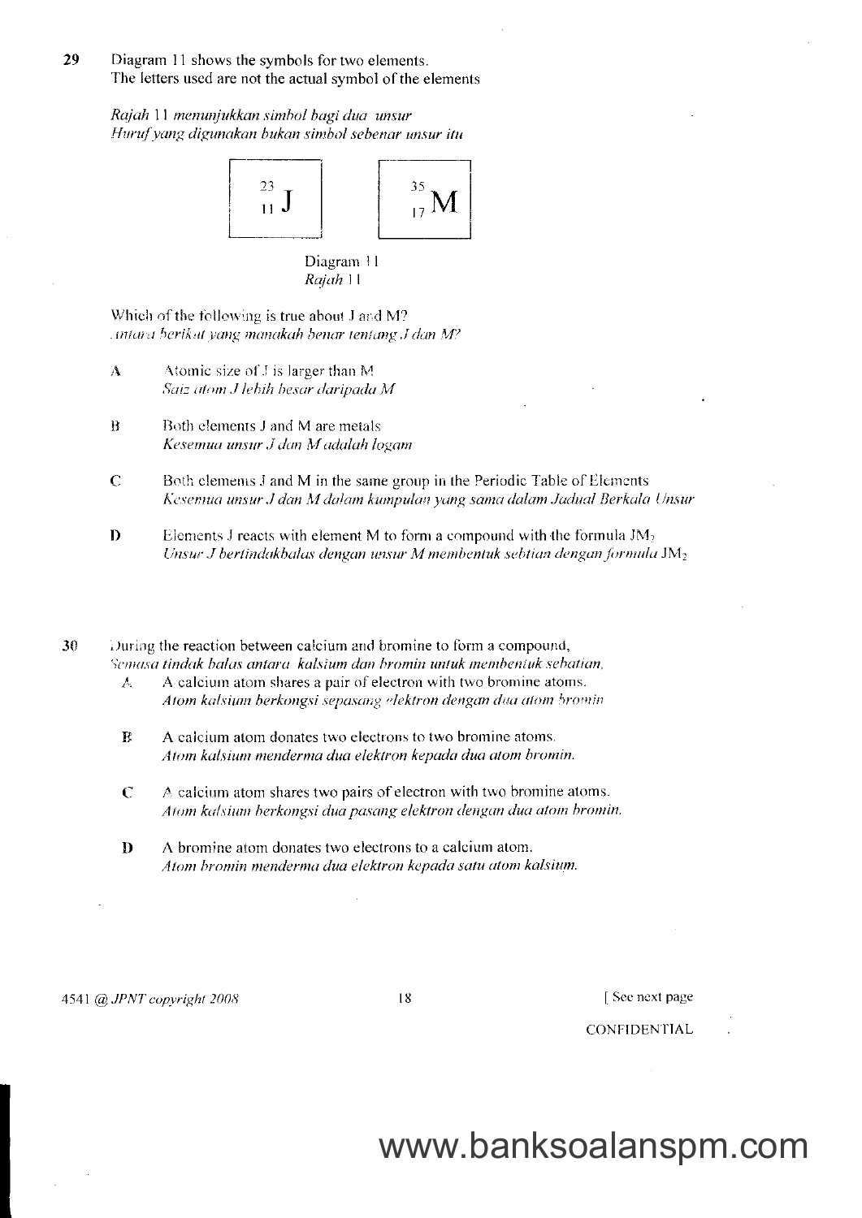29 Diagram 11 shows the symbols for two elements.
The letters used are not the actual symbol of the elements

*Rajah 11 menunjukkan simbol bagi dua unsur*
*Huruf yang digunakan bukan simbol sebenar unsur itu*

$$^{23}_{11}\mathrm{J} \qquad ^{35}_{17}\mathrm{M}$$

Diagram 11
*Rajah 11*

Which of the following is true about J and M?
*Antara berikut yang manakah benar tentang J dan M?*

**A** Atomic size of J is larger than M
*Saiz atom J lebih besar daripada M*

**B** Both elements J and M are metals
*Kesemua unsur J dan M adalah logam*

**C** Both elements J and M in the same group in the Periodic Table of Elements
*Kesemua unsur J dan M dalam kumpulan yang sama dalam Jadual Berkala Unsur*

**D** Elements J reacts with element M to form a compound with the formula $JM_2$
*Unsur J bertindakbalas dengan unsur M membentuk sebtian dengan formula* $JM_2$

30 During the reaction between calcium and bromine to form a compound,
*Semasa tindak balas antara kalsium dan bromin untuk membentuk sebatian,*

**A** A calcium atom shares a pair of electron with two bromine atoms.
*Atom kalsium berkongsi sepasang elektron dengan dua atom bromin*

**B** A calcium atom donates two electrons to two bromine atoms.
*Atom kalsium menderma dua elektron kepada dua atom bromin.*

**C** A calcium atom shares two pairs of electron with two bromine atoms.
*Atom kalsium berkongsi dua pasang elektron dengan dua atom bromin.*

**D** A bromine atom donates two electrons to a calcium atom.
*Atom bromin menderma dua elektron kepada satu atom kalsium.*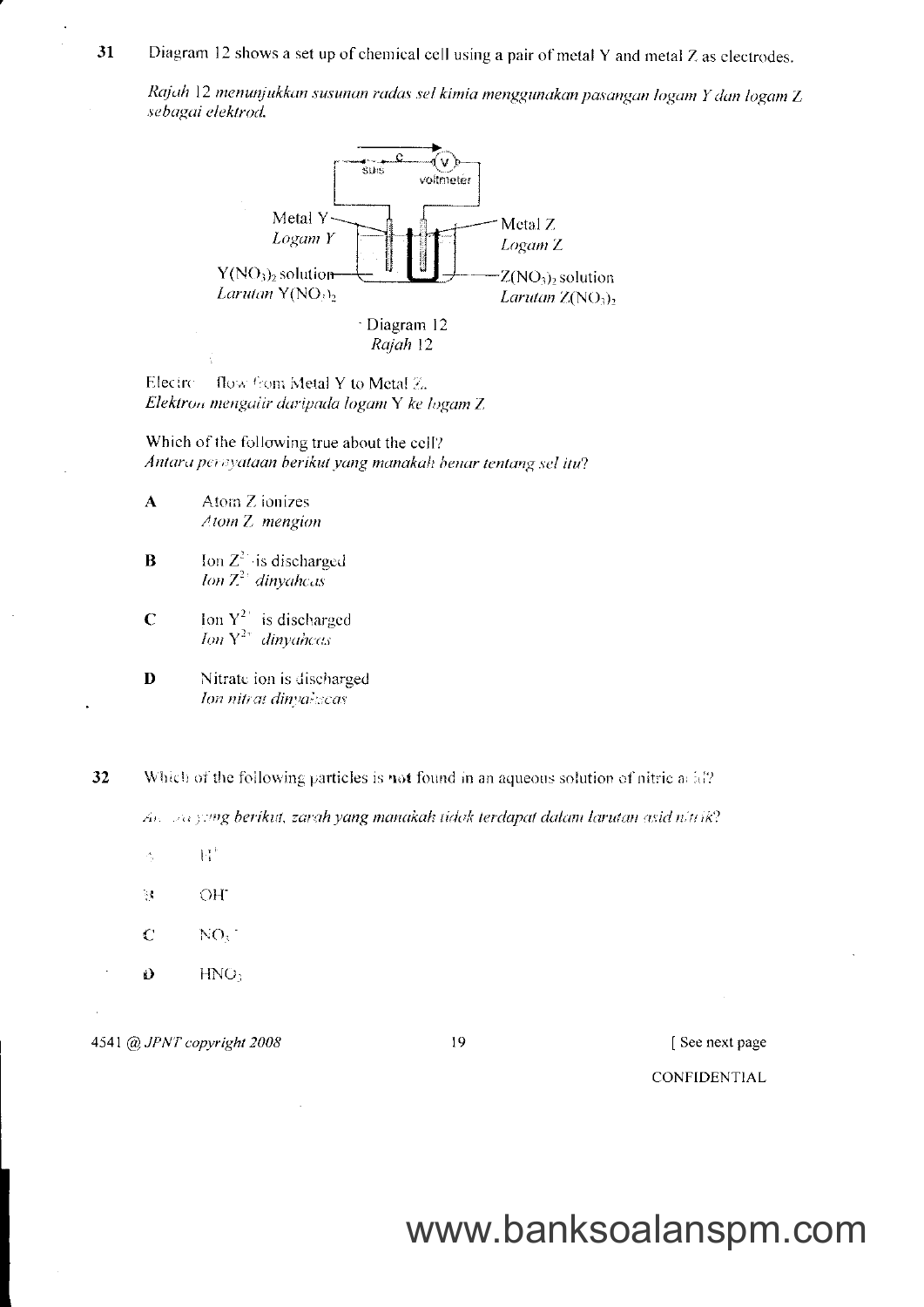**31** Diagram 12 shows a set up of chemical cell using a pair of metal Y and metal Z as electrodes.

*Rajah 12 menunjukkan susunan radas sel kimia menggunakan pasangan logam Y dan logam Z sebagai elektrod.*

Diagram 12
*Rajah 12*

Electron flow from Metal Y to Metal Z.
*Elektron mengalir daripada logam Y ke logam Z*

Which of the following true about the cell?
*Antara pernyataan berikut yang manakah benar tentang sel itu?*

**A** Atom Z ionizes
*Atom Z mengion*

**B** Ion $Z^{2+}$ is discharged
*Ion $Z^{2+}$ dinyahcas*

**C** Ion $Y^{2+}$ is discharged
*Ion $Y^{2+}$ dinyahcas*

**D** Nitrate ion is discharged
*Ion nitrat dinyahcas*

**32** Which of the following particles is **not** found in an aqueous solution of nitric acid?

*Antara yang berikut, zarah yang manakah tidak terdapat dalam larutan asid nitrik?*

**A** $H^+$

**B** $OH^-$

**C** $NO_3^-$

**D** $HNO_3$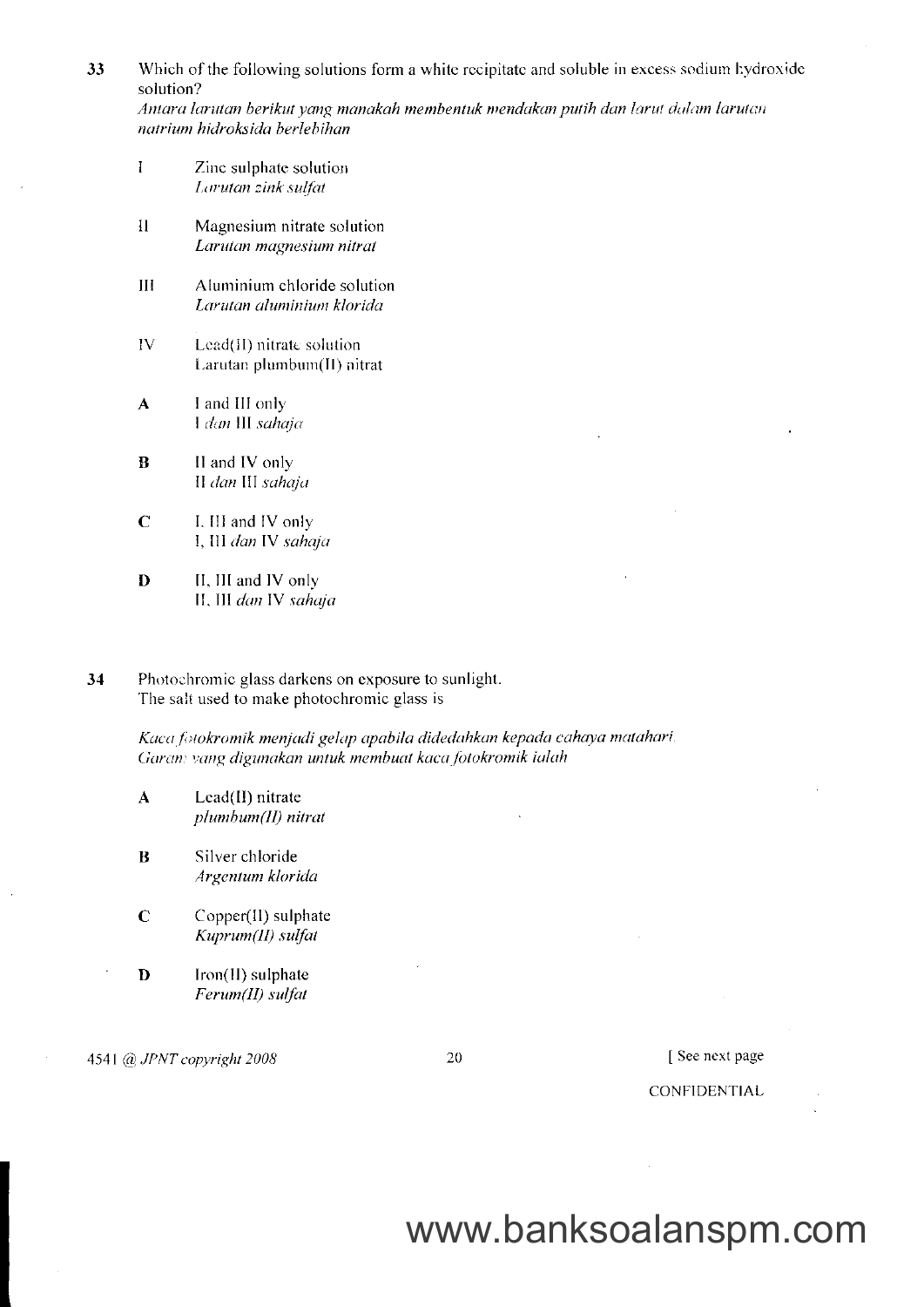**33** Which of the following solutions form a white recipitate and soluble in excess sodium hydroxide solution?
*Antara larutan berikut yang manakah membentuk mendakan putih dan larut dalam larutan natrium hidroksida berlebihan*

I Zinc sulphate solution
*Larutan zink sulfat*

II Magnesium nitrate solution
*Larutan magnesium nitrat*

III Aluminium chloride solution
*Larutan aluminium klorida*

IV Lead(II) nitrate solution
Larutan plumbum(II) nitrat

**A** I and III only
I *dan* III *sahaja*

**B** II and IV only
II *dan* III *sahaja*

**C** I, III and IV only
I, III *dan* IV *sahaja*

**D** II, III and IV only
II, III *dan* IV *sahaja*

**34** Photochromic glass darkens on exposure to sunlight.
The salt used to make photochromic glass is

*Kaca fotokromik menjadi gelap apabila didedahkan kepada cahaya matahari.*
*Garam yang digunakan untuk membuat kaca fotokromik ialah*

**A** Lead(II) nitrate
*plumbum(II) nitrat*

**B** Silver chloride
*Argentum klorida*

**C** Copper(II) sulphate
*Kuprum(II) sulfat*

**D** Iron(II) sulphate
*Ferum(II) sulfat*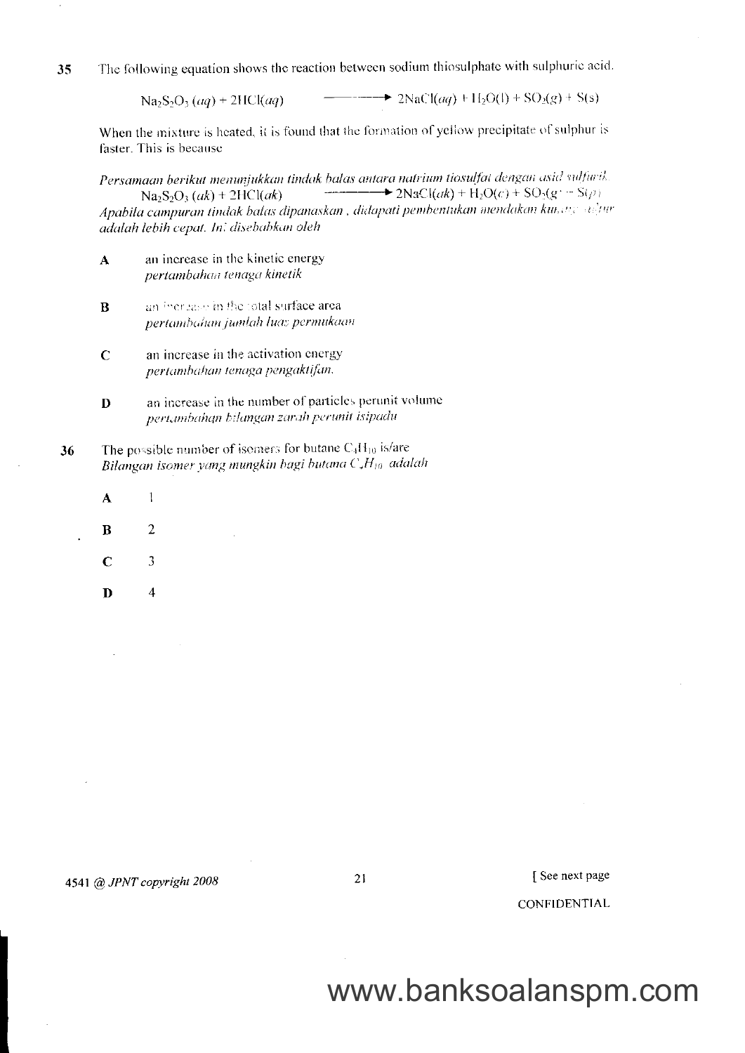**35** The following equation shows the reaction between sodium thiosulphate with sulphuric acid.

$$Na_2S_2O_3\,(aq) + 2HCl(aq) \longrightarrow 2NaCl(aq) + H_2O(l) + SO_2(g) + S(s)$$

When the mixture is heated, it is found that the formation of yellow precipitate of sulphur is faster. This is because

*Persamaan berikut menunjukkan tindak balas antara natrium tiosulfat dengan asid sulfurik.*

$$Na_2S_2O_3\,(ak) + 2HCl(ak) \longrightarrow 2NaCl(ak) + H_2O(c) + SO_2(g) + S(p)$$

*Apabila campuran tindak balas dipanaskan, didapati pembentukan mendakan kuning sulfur adalah lebih cepat. Ini disebabkan oleh*

**A** an increase in the kinetic energy
*pertambahan tenaga kinetik*

**B** an increase in the total surface area
*pertambahan jumlah luas permukaan*

**C** an increase in the activation energy
*pertambahan tenaga pengaktifan.*

**D** an increase in the number of particles perunit volume
*pertambahan bilangan zarah perunit isipadu*

**36** The possible number of isomers for butane $C_4H_{10}$ is/are
*Bilangan isomer yang mungkin bagi butana $C_4H_{10}$ adalah*

**A** 1

**B** 2

**C** 3

**D** 4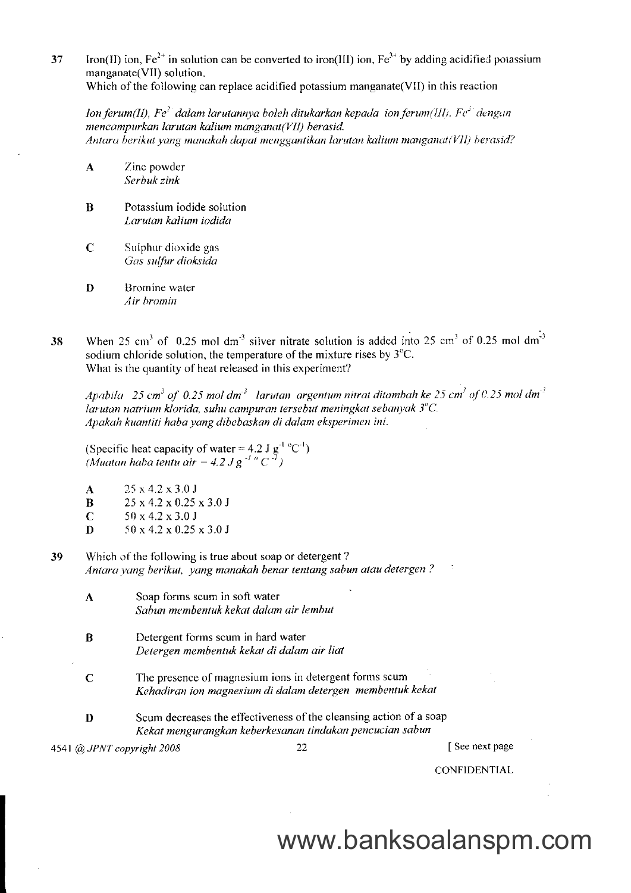37 Iron(II) ion, $Fe^{2+}$ in solution can be converted to iron(III) ion, $Fe^{3+}$ by adding acidified potassium manganate(VII) solution.
Which of the following can replace acidified potassium manganate(VII) in this reaction

*Ion ferum(II), $Fe^{2}$ dalam larutannya boleh ditukarkan kepada ion ferum(III), $Fe^{3}$ dengan mencampurkan larutan kalium manganat(VII) berasid.*
*Antara berikut yang manakah dapat menggantikan larutan kalium manganat(VII) berasid?*

**A** Zinc powder
*Serbuk zink*

**B** Potassium iodide solution
*Larutan kalium iodida*

**C** Sulphur dioxide gas
*Gas sulfur dioksida*

**D** Bromine water
*Air bromin*

38 When 25 $cm^3$ of 0.25 mol $dm^{-3}$ silver nitrate solution is added into 25 $cm^3$ of 0.25 mol $dm^{-3}$ sodium chloride solution, the temperature of the mixture rises by $3^{\circ}C$.
What is the quantity of heat released in this experiment?

*Apabila 25 $cm^3$ of 0.25 mol $dm^{-3}$ larutan argentum nitrat ditambah ke 25 $cm^3$ of 0.25 mol $dm^{-3}$ larutan natrium klorida, suhu campuran tersebut meningkat sebanyak $3^{\circ}C$.*
*Apakah kuantiti haba yang dibebaskan di dalam eksperimen ini.*

(Specific heat capacity of water = 4.2 J $g^{-1}$ $^{\circ}C^{-1}$)
*(Muatan haba tentu air = 4.2 J $g^{-1}$ $^{\circ}C^{-1}$)*

**A** 25 x 4.2 x 3.0 J
**B** 25 x 4.2 x 0.25 x 3.0 J
**C** 50 x 4.2 x 3.0 J
**D** 50 x 4.2 x 0.25 x 3.0 J

39 Which of the following is true about soap or detergent ?
*Antara yang berikut, yang manakah benar tentang sabun atau detergen ?*

**A** Soap forms scum in soft water
*Sabun membentuk kekat dalam air lembut*

**B** Detergent forms scum in hard water
*Detergen membentuk kekat di dalam air liat*

**C** The presence of magnesium ions in detergent forms scum
*Kehadiran ion magnesium di dalam detergen membentuk kekat*

**D** Scum decreases the effectiveness of the cleansing action of a soap
*Kekat mengurangkan keberkesanan tindakan pencucian sabun*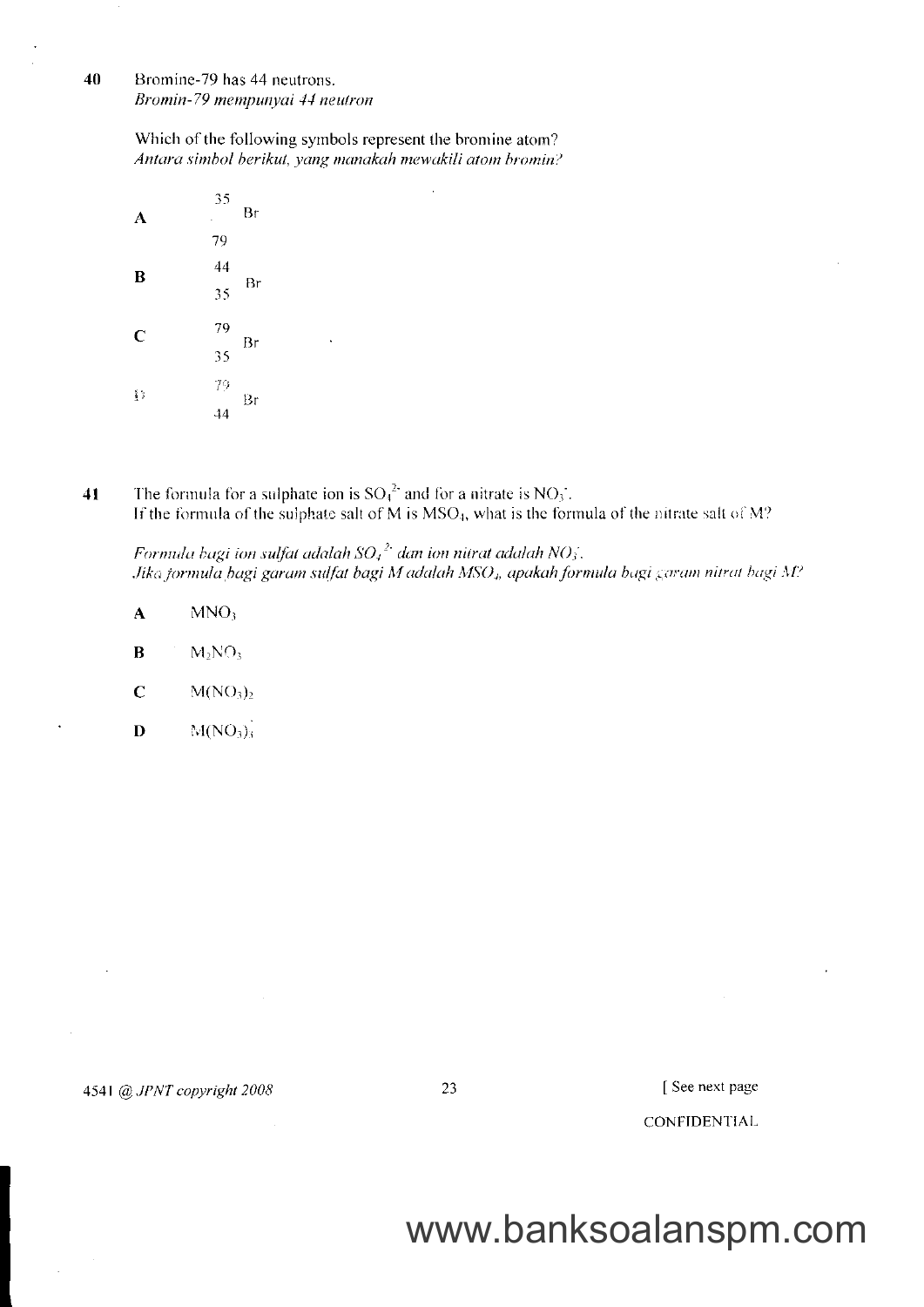**40** Bromine-79 has 44 neutrons.
*Bromin-79 mempunyai 44 neutron*

Which of the following symbols represent the bromine atom?
*Antara simbol berikut, yang manakah mewakili atom bromin?*

**A** $^{35}_{79}Br$

**B** $^{44}_{35}Br$

**C** $^{79}_{35}Br$

**D** $^{79}_{44}Br$

**41** The formula for a sulphate ion is $SO_4^{2-}$ and for a nitrate is $NO_3^-$.
If the formula of the sulphate salt of M is $MSO_4$, what is the formula of the nitrate salt of M?

*Formula bagi ion sulfat adalah $SO_4^{2-}$ dan ion nitrat adalah $NO_3^-$.*
*Jika formula bagi garam sulfat bagi M adalah $MSO_4$, apakah formula bagi garam nitrat bagi M?*

**A** $MNO_3$

**B** $M_2NO_3$

**C** $M(NO_3)_2$

**D** $M(NO_3)_3$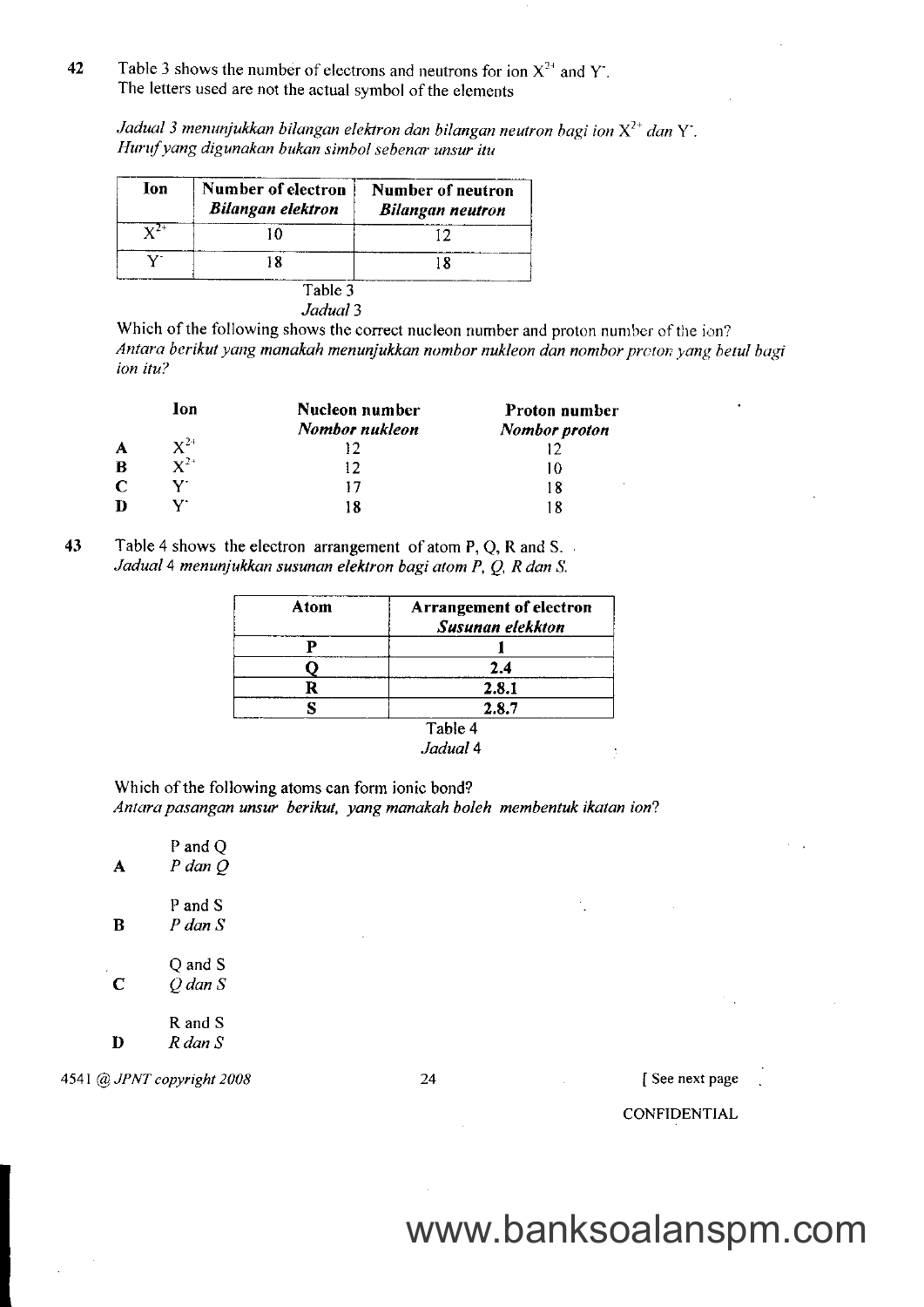**42** Table 3 shows the number of electrons and neutrons for ion $X^{2+}$ and $Y^-$.
The letters used are not the actual symbol of the elements

*Jadual 3 menunjukkan bilangan elektron dan bilangan neutron bagi ion $X^{2+}$ dan $Y^-$.*
*Huruf yang digunakan bukan simbol sebenar unsur itu*

| Ion | Number of electron *Bilangan elektron* | Number of neutron *Bilangan neutron* |
|---|---|---|
| $X^{2+}$ | 10 | 12 |
| $Y^-$ | 18 | 18 |

Table 3
*Jadual 3*

Which of the following shows the correct nucleon number and proton number of the ion?
*Antara berikut yang manakah menunjukkan nombor nukleon dan nombor proton yang betul bagi ion itu?*

| | Ion | Nucleon number *Nombor nukleon* | Proton number *Nombor proton* |
|---|---|---|---|
| **A** | $X^{2+}$ | 12 | 12 |
| **B** | $X^{2+}$ | 12 | 10 |
| **C** | $Y^-$ | 17 | 18 |
| **D** | $Y^-$ | 18 | 18 |

**43** Table 4 shows the electron arrangement of atom P, Q, R and S.
*Jadual 4 menunjukkan susunan elektron bagi atom P, Q, R dan S.*

| Atom | Arrangement of electron *Susunan elekkton* |
|---|---|
| **P** | **1** |
| **Q** | **2.4** |
| **R** | **2.8.1** |
| **S** | **2.8.7** |

Table 4
*Jadual 4*

Which of the following atoms can form ionic bond?
*Antara pasangan unsur berikut, yang manakah boleh membentuk ikatan ion?*

**A** P and Q
*P dan Q*

**B** P and S
*P dan S*

**C** Q and S
*Q dan S*

**D** R and S
*R dan S*

4541 @ *JPNT copyright 2008*

[ See next page

CONFIDENTIAL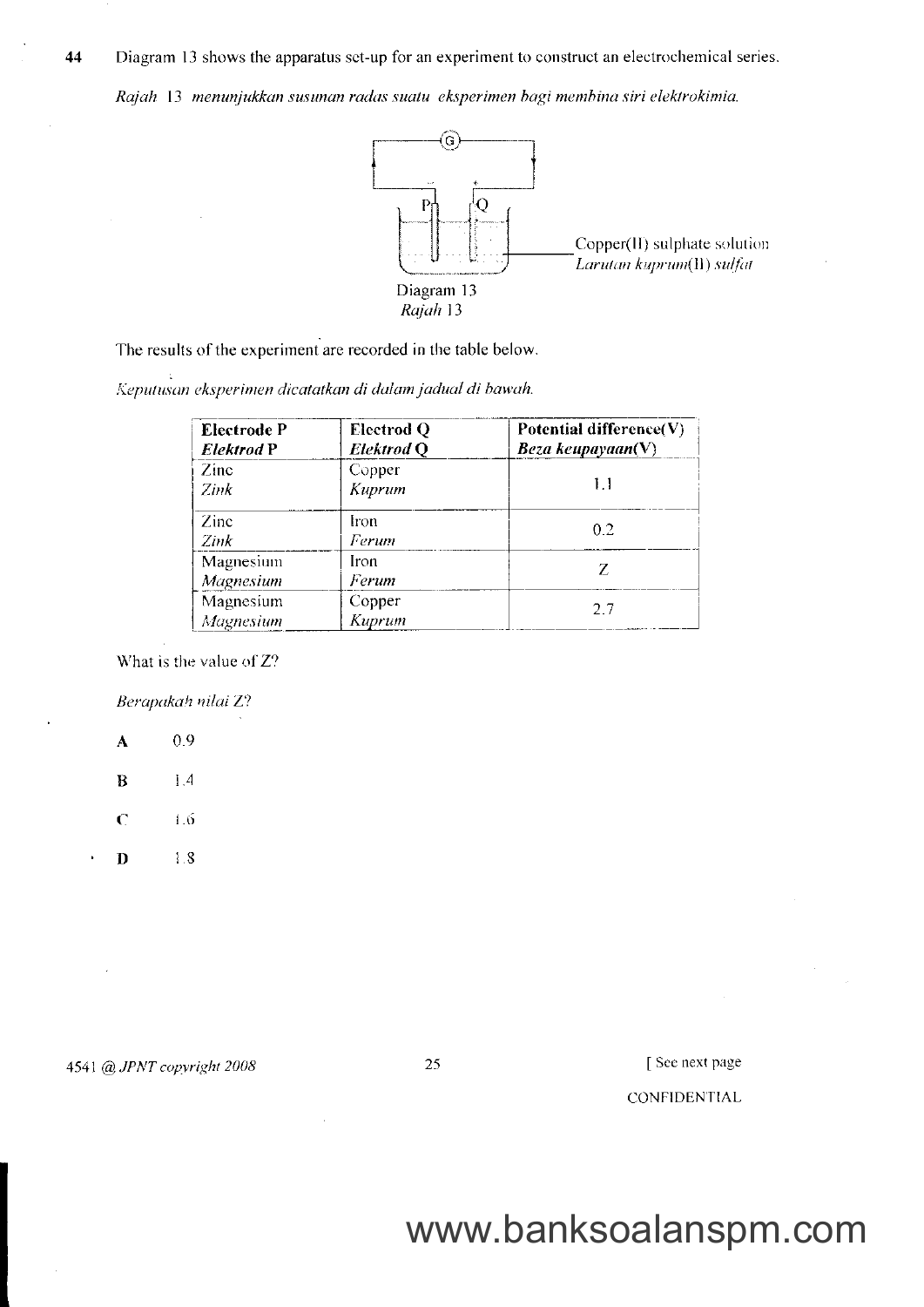**44** Diagram 13 shows the apparatus set-up for an experiment to construct an electrochemical series.

*Rajah 13 menunjukkan susunan radas suatu eksperimen bagi membina siri elektrokimia.*

Copper(II) sulphate solution
*Larutan kuprum(II) sulfat*

Diagram 13
*Rajah 13*

The results of the experiment are recorded in the table below.

*Keputusan eksperimen dicatatkan di dalam jadual di bawah.*

| **Electrode P** *Elektrod P* | **Electrod Q** *Elektrod Q* | **Potential difference(V)** *Beza keupayaan(V)* |
|---|---|---|
| Zinc *Zink* | Copper *Kuprum* | 1.1 |
| Zinc *Zink* | Iron *Ferum* | 0.2 |
| Magnesium *Magnesium* | Iron *Ferum* | Z |
| Magnesium *Magnesium* | Copper *Kuprum* | 2.7 |

What is the value of Z?

*Berapakah nilai Z?*

**A** 0.9

**B** 1.4

**C** 1.6

**D** 1.8

4541 @ *JPNT copyright 2008* [ See next page

CONFIDENTIAL

www.banksoalanspm.com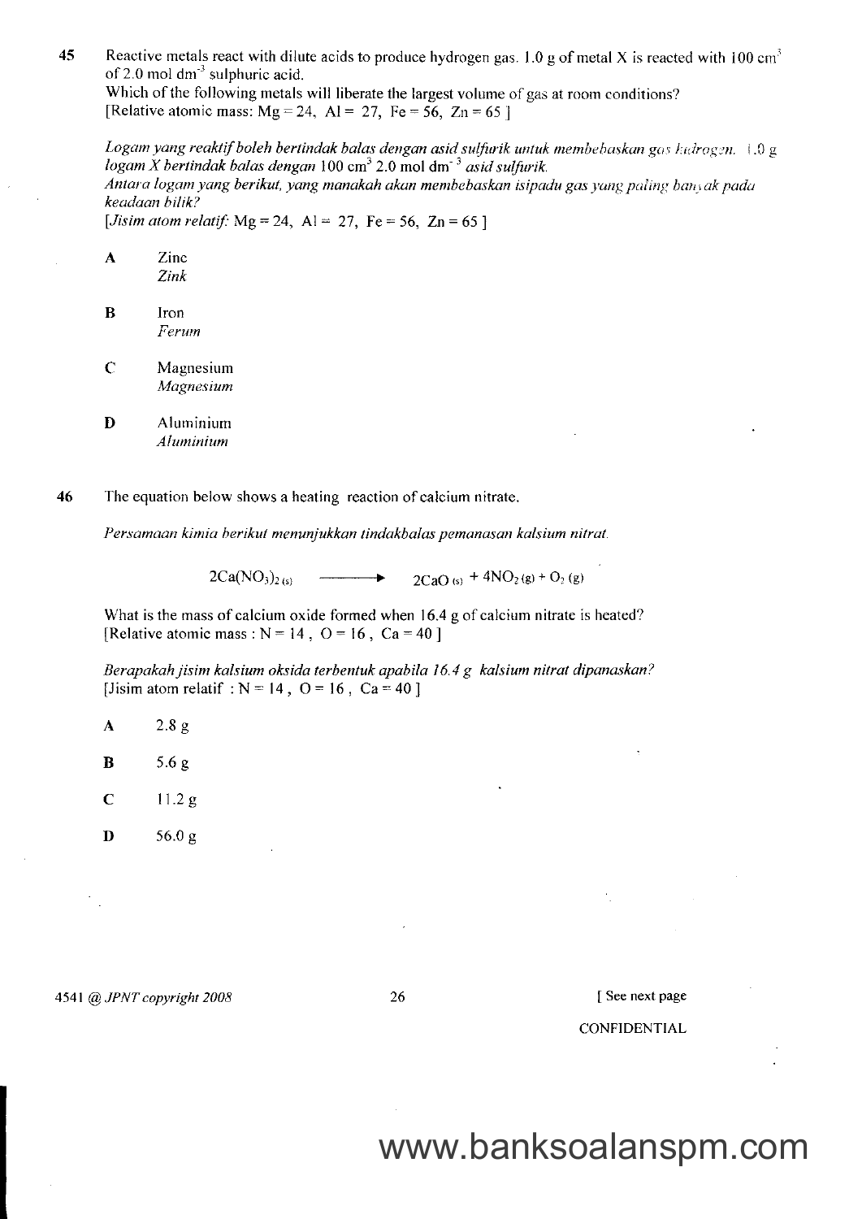45 Reactive metals react with dilute acids to produce hydrogen gas. 1.0 g of metal X is reacted with 100 $cm^3$ of 2.0 mol $dm^{-3}$ sulphuric acid.
Which of the following metals will liberate the largest volume of gas at room conditions?
[Relative atomic mass: Mg = 24, Al = 27, Fe = 56, Zn = 65 ]

*Logam yang reaktif boleh bertindak balas dengan asid sulfurik untuk membebaskan gas hidrogen. 1.0 g logam X bertindak balas dengan* 100 $cm^3$ 2.0 mol $dm^{-3}$ *asid sulfurik.*
*Antara logam yang berikut, yang manakah akan membebaskan isipadu gas yang paling banyak pada keadaan bilik?*
[*Jisim atom relatif:* Mg = 24, Al = 27, Fe = 56, Zn = 65 ]

**A** Zinc
*Zink*

**B** Iron
*Ferum*

**C** Magnesium
*Magnesium*

**D** Aluminium
*Aluminium*

46 The equation below shows a heating reaction of calcium nitrate.

*Persamaan kimia berikut menunjukkan tindakbalas pemanasan kalsium nitrat.*

$$2Ca(NO_3)_{2\,(s)} \longrightarrow 2CaO_{(s)} + 4NO_{2\,(g)} + O_{2\,(g)}$$

What is the mass of calcium oxide formed when 16.4 g of calcium nitrate is heated?
[Relative atomic mass : N = 14 , O = 16 , Ca = 40 ]

*Berapakah jisim kalsium oksida terbentuk apabila 16.4 g kalsium nitrat dipanaskan?*
[Jisim atom relatif : N = 14 , O = 16 , Ca = 40 ]

**A** 2.8 g

**B** 5.6 g

**C** 11.2 g

**D** 56.0 g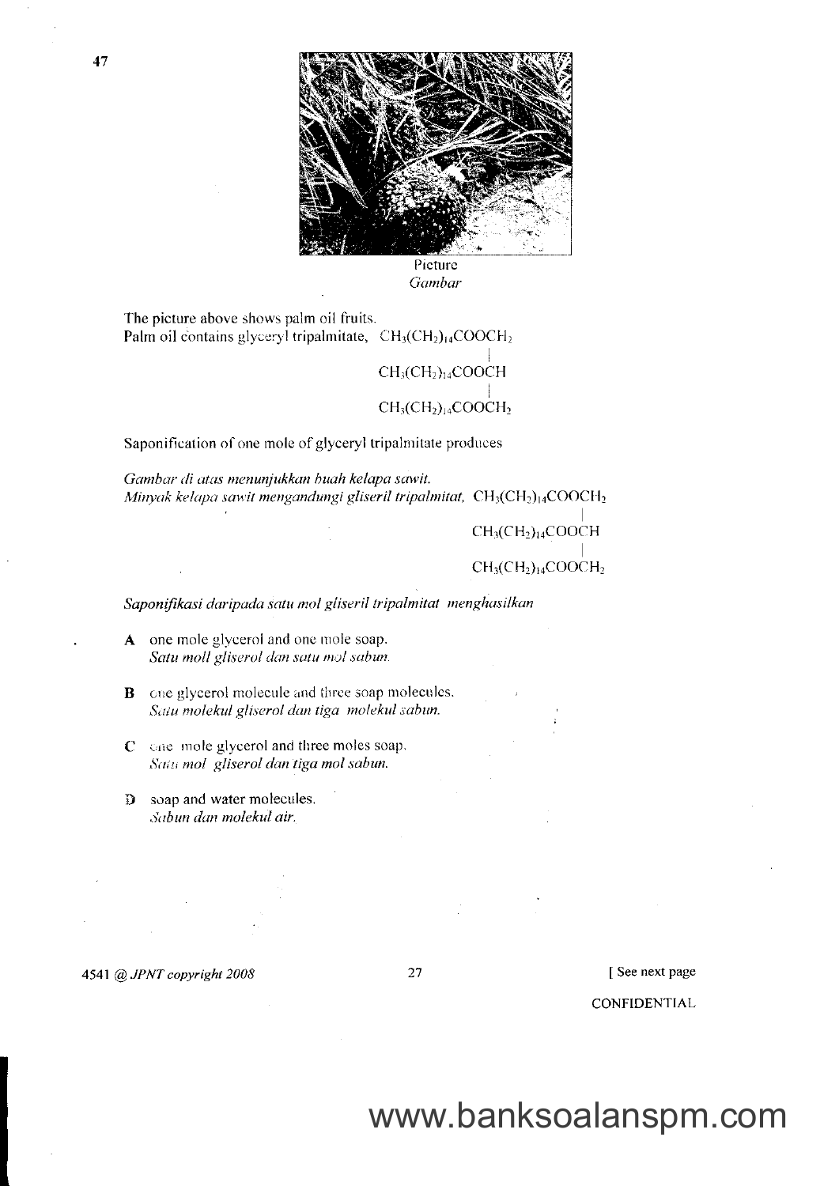47

Picture
*Gambar*

The picture above shows palm oil fruits.
Palm oil contains glyceryl tripalmitate,

$$\begin{array}{l} CH_3(CH_2)_{14}COOCH_2 \\ \quad\quad\quad\quad\quad\quad\quad | \\ CH_3(CH_2)_{14}COOCH \\ \quad\quad\quad\quad\quad\quad\quad | \\ CH_3(CH_2)_{14}COOCH_2 \end{array}$$

Saponification of one mole of glyceryl tripalmitate produces

*Gambar di atas menunjukkan buah kelapa sawit.*
*Minyak kelapa sawit mengandungi gliseril tripalmitat,*

$$\begin{array}{l} CH_3(CH_2)_{14}COOCH_2 \\ \quad\quad\quad\quad\quad\quad\quad | \\ CH_3(CH_2)_{14}COOCH \\ \quad\quad\quad\quad\quad\quad\quad | \\ CH_3(CH_2)_{14}COOCH_2 \end{array}$$

*Saponifikasi daripada satu mol gliseril tripalmitat menghasilkan*

**A** one mole glycerol and one mole soap.
*Satu moll gliserol dan satu mol sabun.*

**B** one glycerol molecule and three soap molecules.
*Satu molekul gliserol dan tiga molekul sabun.*

**C** one mole glycerol and three moles soap.
*Satu mol gliserol dan tiga mol sabun.*

**D** soap and water molecules.
*Sabun dan molekul air.*

4541 @ *JPNT copyright 2008*

[ See next page

CONFIDENTIAL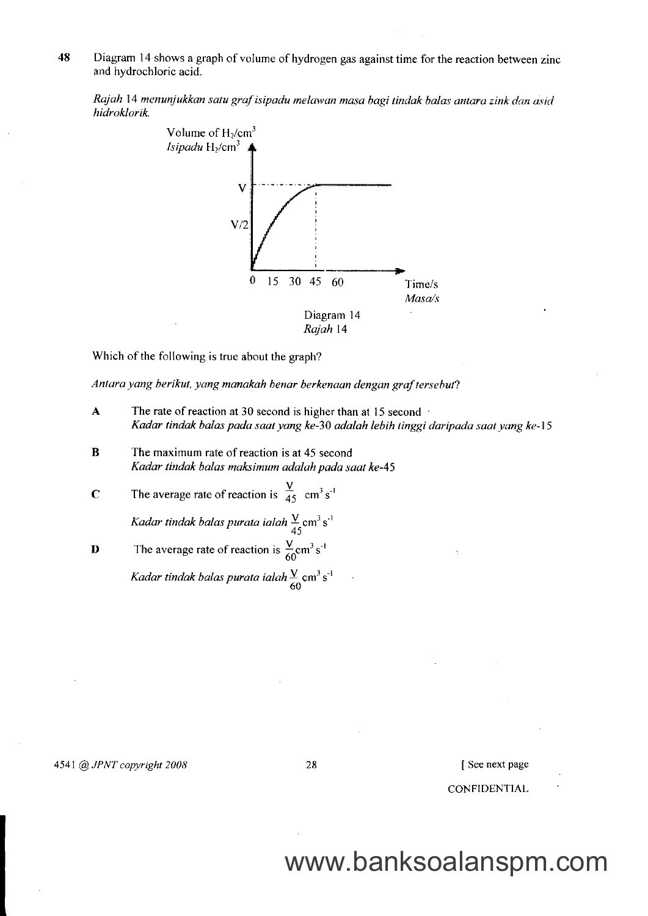**48** Diagram 14 shows a graph of volume of hydrogen gas against time for the reaction between zinc and hydrochloric acid.

*Rajah 14 menunjukkan satu graf isipadu melawan masa bagi tindak balas antara zink dan asid hidroklorik.*

Diagram 14
*Rajah 14*

Which of the following is true about the graph?

*Antara yang berikut, yang manakah benar berkenaan dengan graf tersebut?*

**A** The rate of reaction at 30 second is higher than at 15 second
*Kadar tindak balas pada saat yang ke-30 adalah lebih tinggi daripada saat yang ke-15*

**B** The maximum rate of reaction is at 45 second
*Kadar tindak balas maksimum adalah pada saat ke-45*

**C** The average rate of reaction is $\frac{V}{45}$ $cm^3 s^{-1}$
*Kadar tindak balas purata ialah* $\frac{V}{45}$ $cm^3 s^{-1}$

**D** The average rate of reaction is $\frac{V}{60}$ $cm^3 s^{-1}$
*Kadar tindak balas purata ialah* $\frac{V}{60}$ $cm^3 s^{-1}$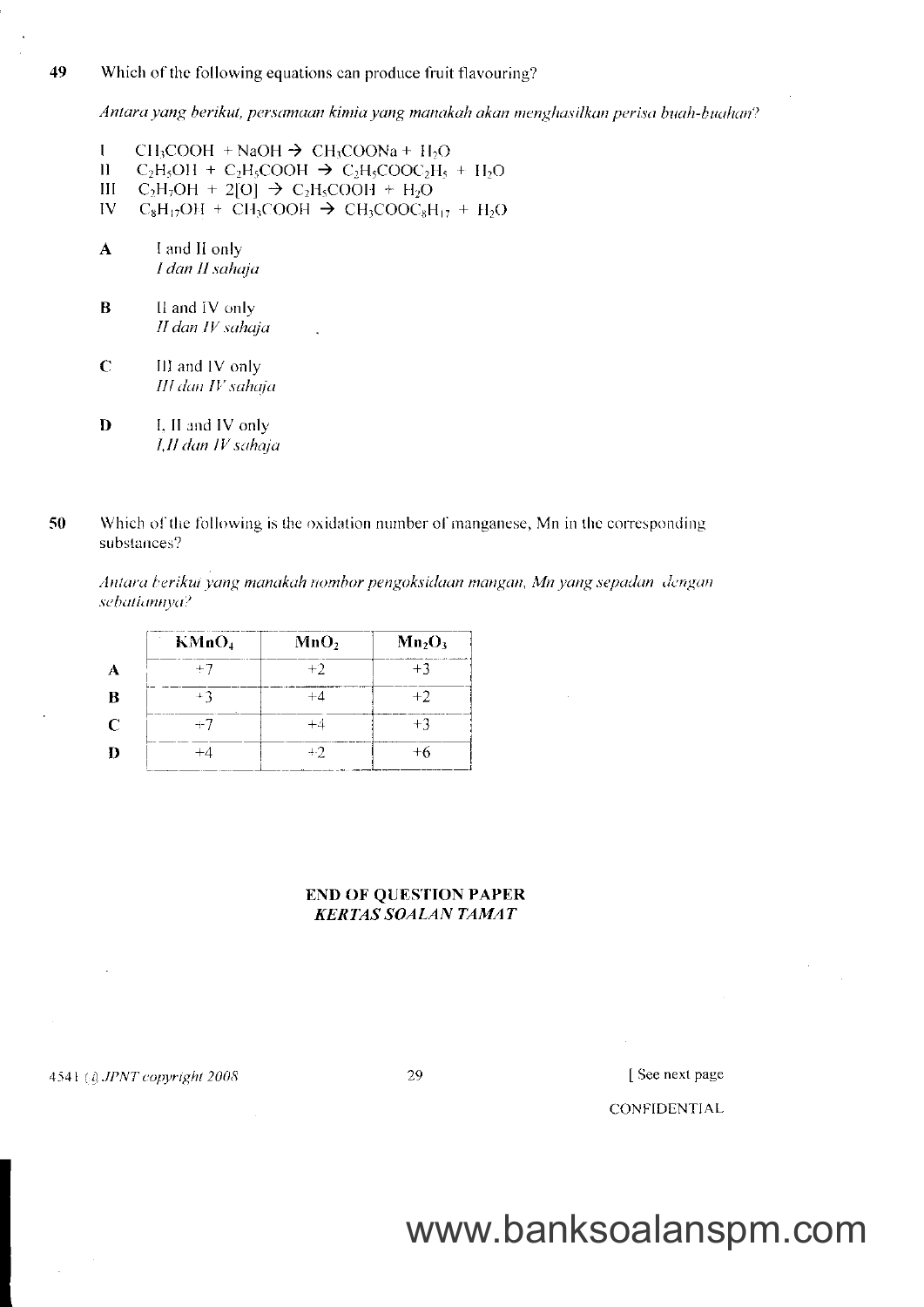49 Which of the following equations can produce fruit flavouring?

*Antara yang berikut, persamaan kimia yang manakah akan menghasilkan perisa buah-buahan?*

I $CH_3COOH + NaOH \rightarrow CH_3COONa + H_2O$

II $C_2H_5OH + C_2H_5COOH \rightarrow C_2H_5COOC_2H_5 + H_2O$

III $C_2H_7OH + 2[O] \rightarrow C_2H_5COOH + H_2O$

IV $C_8H_{17}OH + CH_3COOH \rightarrow CH_3COOC_8H_{17} + H_2O$

**A** I and II only
*I dan II sahaja*

**B** II and IV only
*II dan IV sahaja*

**C** III and IV only
*III dan IV sahaja*

**D** I, II and IV only
*I, II dan IV sahaja*

50 Which of the following is the oxidation number of manganese, Mn in the corresponding substances?

*Antara berikut yang manakah nombor pengoksidaan mangan, Mn yang sepadan dengan sebatiannya?*

| | $KMnO_4$ | $MnO_2$ | $Mn_2O_3$ |
|---|---|---|---|
| **A** | +7 | +2 | +3 |
| **B** | +3 | +4 | +2 |
| **C** | +7 | +4 | +3 |
| **D** | +4 | +2 | +6 |

**END OF QUESTION PAPER**
***KERTAS SOALAN TAMAT***

www.banksoalanspm.com